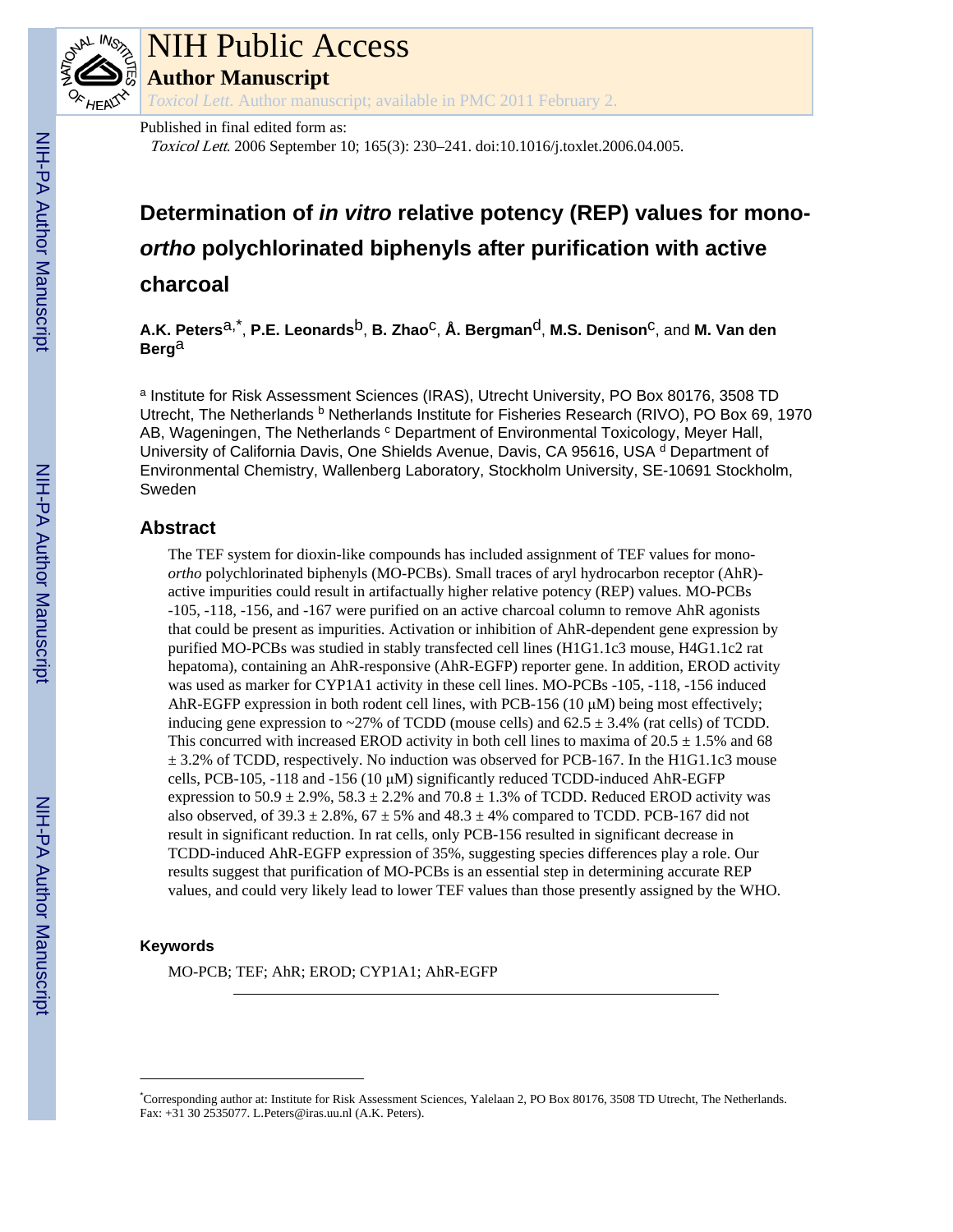# NIH Public Access

## Author Manuscript

*Toxicol Lett*. Author manuscript; available in PMC 2011 February 2.

Published in final edited form as:

*Toxicol Lett*. 2006 September 10; 165(3): 230–241. doi:10.1016/j.toxlet.2006.04.005.

# Determination of *in vitro* relative potency (REP) values for mono-*ortho* polychlorinated biphenyls after purification with active charcoal

**A.K. Peters**[a,*], **P.E. Leonards**[b], **B. Zhao**[c], **Å. Bergman**[d], **M.S. Denison**[c], and **M. Van den Berg**[a]

[a] Institute for Risk Assessment Sciences (IRAS), Utrecht University, PO Box 80176, 3508 TD Utrecht, The Netherlands [b] Netherlands Institute for Fisheries Research (RIVO), PO Box 69, 1970 AB, Wageningen, The Netherlands [c] Department of Environmental Toxicology, Meyer Hall, University of California Davis, One Shields Avenue, Davis, CA 95616, USA [d] Department of Environmental Chemistry, Wallenberg Laboratory, Stockholm University, SE-10691 Stockholm, Sweden

## Abstract

The TEF system for dioxin-like compounds has included assignment of TEF values for mono-*ortho* polychlorinated biphenyls (MO-PCBs). Small traces of aryl hydrocarbon receptor (AhR)-active impurities could result in artifactually higher relative potency (REP) values. MO-PCBs -105, -118, -156, and -167 were purified on an active charcoal column to remove AhR agonists that could be present as impurities. Activation or inhibition of AhR-dependent gene expression by purified MO-PCBs was studied in stably transfected cell lines (H1G1.1c3 mouse, H4G1.1c2 rat hepatoma), containing an AhR-responsive (AhR-EGFP) reporter gene. In addition, EROD activity was used as marker for CYP1A1 activity in these cell lines. MO-PCBs -105, -118, -156 induced AhR-EGFP expression in both rodent cell lines, with PCB-156 (10 μM) being most effectively; inducing gene expression to ~27% of TCDD (mouse cells) and 62.5 ± 3.4% (rat cells) of TCDD. This concurred with increased EROD activity in both cell lines to maxima of 20.5 ± 1.5% and 68 ± 3.2% of TCDD, respectively. No induction was observed for PCB-167. In the H1G1.1c3 mouse cells, PCB-105, -118 and -156 (10 μM) significantly reduced TCDD-induced AhR-EGFP expression to 50.9 ± 2.9%, 58.3 ± 2.2% and 70.8 ± 1.3% of TCDD. Reduced EROD activity was also observed, of 39.3 ± 2.8%, 67 ± 5% and 48.3 ± 4% compared to TCDD. PCB-167 did not result in significant reduction. In rat cells, only PCB-156 resulted in significant decrease in TCDD-induced AhR-EGFP expression of 35%, suggesting species differences play a role. Our results suggest that purification of MO-PCBs is an essential step in determining accurate REP values, and could very likely lead to lower TEF values than those presently assigned by the WHO.

### Keywords

MO-PCB; TEF; AhR; EROD; CYP1A1; AhR-EGFP

---

*Corresponding author at: Institute for Risk Assessment Sciences, Yalelaan 2, PO Box 80176, 3508 TD Utrecht, The Netherlands. Fax: +31 30 2535077. L.Peters@iras.uu.nl (A.K. Peters).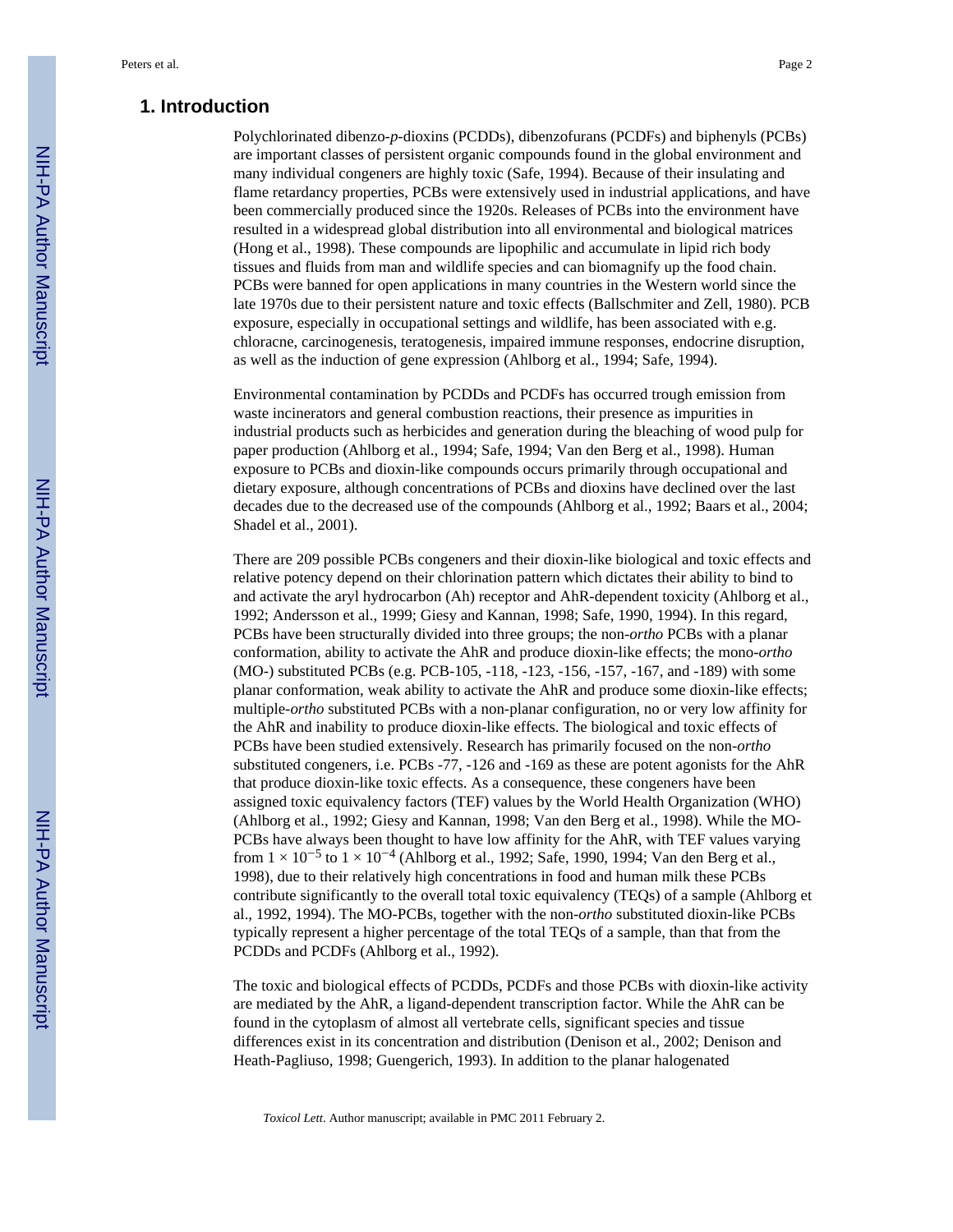## 1. Introduction

Polychlorinated dibenzo-*p*-dioxins (PCDDs), dibenzofurans (PCDFs) and biphenyls (PCBs) are important classes of persistent organic compounds found in the global environment and many individual congeners are highly toxic (Safe, 1994). Because of their insulating and flame retardancy properties, PCBs were extensively used in industrial applications, and have been commercially produced since the 1920s. Releases of PCBs into the environment have resulted in a widespread global distribution into all environmental and biological matrices (Hong et al., 1998). These compounds are lipophilic and accumulate in lipid rich body tissues and fluids from man and wildlife species and can biomagnify up the food chain. PCBs were banned for open applications in many countries in the Western world since the late 1970s due to their persistent nature and toxic effects (Ballschmiter and Zell, 1980). PCB exposure, especially in occupational settings and wildlife, has been associated with e.g. chloracne, carcinogenesis, teratogenesis, impaired immune responses, endocrine disruption, as well as the induction of gene expression (Ahlborg et al., 1994; Safe, 1994).

Environmental contamination by PCDDs and PCDFs has occurred trough emission from waste incinerators and general combustion reactions, their presence as impurities in industrial products such as herbicides and generation during the bleaching of wood pulp for paper production (Ahlborg et al., 1994; Safe, 1994; Van den Berg et al., 1998). Human exposure to PCBs and dioxin-like compounds occurs primarily through occupational and dietary exposure, although concentrations of PCBs and dioxins have declined over the last decades due to the decreased use of the compounds (Ahlborg et al., 1992; Baars et al., 2004; Shadel et al., 2001).

There are 209 possible PCBs congeners and their dioxin-like biological and toxic effects and relative potency depend on their chlorination pattern which dictates their ability to bind to and activate the aryl hydrocarbon (Ah) receptor and AhR-dependent toxicity (Ahlborg et al., 1992; Andersson et al., 1999; Giesy and Kannan, 1998; Safe, 1990, 1994). In this regard, PCBs have been structurally divided into three groups; the non-*ortho* PCBs with a planar conformation, ability to activate the AhR and produce dioxin-like effects; the mono-*ortho* (MO-) substituted PCBs (e.g. PCB-105, -118, -123, -156, -157, -167, and -189) with some planar conformation, weak ability to activate the AhR and produce some dioxin-like effects; multiple-*ortho* substituted PCBs with a non-planar configuration, no or very low affinity for the AhR and inability to produce dioxin-like effects. The biological and toxic effects of PCBs have been studied extensively. Research has primarily focused on the non-*ortho* substituted congeners, i.e. PCBs -77, -126 and -169 as these are potent agonists for the AhR that produce dioxin-like toxic effects. As a consequence, these congeners have been assigned toxic equivalency factors (TEF) values by the World Health Organization (WHO) (Ahlborg et al., 1992; Giesy and Kannan, 1998; Van den Berg et al., 1998). While the MO-PCBs have always been thought to have low affinity for the AhR, with TEF values varying from $1 \times 10^{-5}$ to $1 \times 10^{-4}$ (Ahlborg et al., 1992; Safe, 1990, 1994; Van den Berg et al., 1998), due to their relatively high concentrations in food and human milk these PCBs contribute significantly to the overall total toxic equivalency (TEQs) of a sample (Ahlborg et al., 1992, 1994). The MO-PCBs, together with the non-*ortho* substituted dioxin-like PCBs typically represent a higher percentage of the total TEQs of a sample, than that from the PCDDs and PCDFs (Ahlborg et al., 1992).

The toxic and biological effects of PCDDs, PCDFs and those PCBs with dioxin-like activity are mediated by the AhR, a ligand-dependent transcription factor. While the AhR can be found in the cytoplasm of almost all vertebrate cells, significant species and tissue differences exist in its concentration and distribution (Denison et al., 2002; Denison and Heath-Pagliuso, 1998; Guengerich, 1993). In addition to the planar halogenated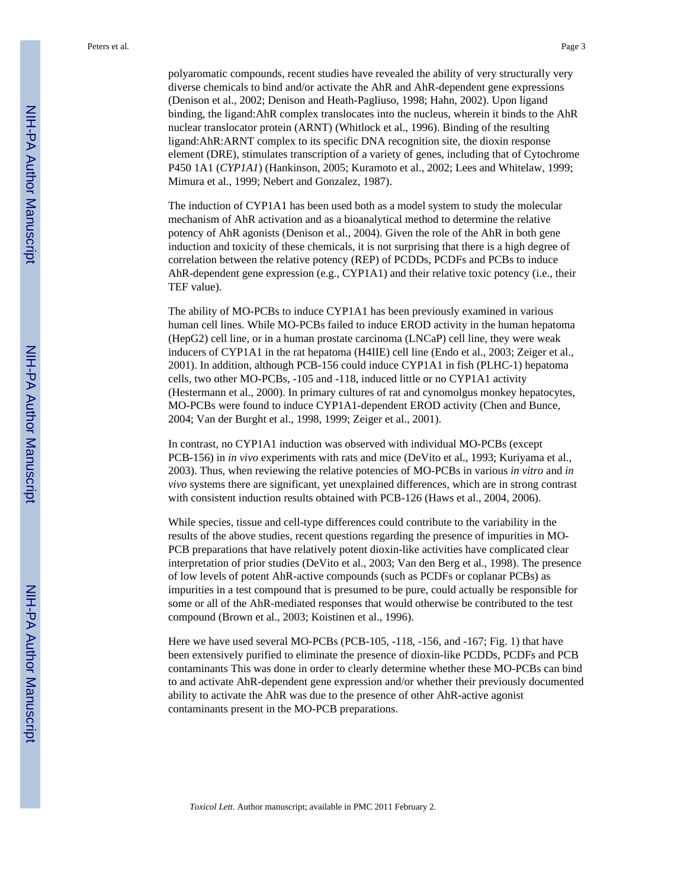polyaromatic compounds, recent studies have revealed the ability of very structurally very diverse chemicals to bind and/or activate the AhR and AhR-dependent gene expressions (Denison et al., 2002; Denison and Heath-Pagliuso, 1998; Hahn, 2002). Upon ligand binding, the ligand:AhR complex translocates into the nucleus, wherein it binds to the AhR nuclear translocator protein (ARNT) (Whitlock et al., 1996). Binding of the resulting ligand:AhR:ARNT complex to its specific DNA recognition site, the dioxin response element (DRE), stimulates transcription of a variety of genes, including that of Cytochrome P450 1A1 (*CYP1A1*) (Hankinson, 2005; Kuramoto et al., 2002; Lees and Whitelaw, 1999; Mimura et al., 1999; Nebert and Gonzalez, 1987).

The induction of CYP1A1 has been used both as a model system to study the molecular mechanism of AhR activation and as a bioanalytical method to determine the relative potency of AhR agonists (Denison et al., 2004). Given the role of the AhR in both gene induction and toxicity of these chemicals, it is not surprising that there is a high degree of correlation between the relative potency (REP) of PCDDs, PCDFs and PCBs to induce AhR-dependent gene expression (e.g., CYP1A1) and their relative toxic potency (i.e., their TEF value).

The ability of MO-PCBs to induce CYP1A1 has been previously examined in various human cell lines. While MO-PCBs failed to induce EROD activity in the human hepatoma (HepG2) cell line, or in a human prostate carcinoma (LNCaP) cell line, they were weak inducers of CYP1A1 in the rat hepatoma (H4IIE) cell line (Endo et al., 2003; Zeiger et al., 2001). In addition, although PCB-156 could induce CYP1A1 in fish (PLHC-1) hepatoma cells, two other MO-PCBs, -105 and -118, induced little or no CYP1A1 activity (Hestermann et al., 2000). In primary cultures of rat and cynomolgus monkey hepatocytes, MO-PCBs were found to induce CYP1A1-dependent EROD activity (Chen and Bunce, 2004; Van der Burght et al., 1998, 1999; Zeiger et al., 2001).

In contrast, no CYP1A1 induction was observed with individual MO-PCBs (except PCB-156) in *in vivo* experiments with rats and mice (DeVito et al., 1993; Kuriyama et al., 2003). Thus, when reviewing the relative potencies of MO-PCBs in various *in vitro* and *in vivo* systems there are significant, yet unexplained differences, which are in strong contrast with consistent induction results obtained with PCB-126 (Haws et al., 2004, 2006).

While species, tissue and cell-type differences could contribute to the variability in the results of the above studies, recent questions regarding the presence of impurities in MO-PCB preparations that have relatively potent dioxin-like activities have complicated clear interpretation of prior studies (DeVito et al., 2003; Van den Berg et al., 1998). The presence of low levels of potent AhR-active compounds (such as PCDFs or coplanar PCBs) as impurities in a test compound that is presumed to be pure, could actually be responsible for some or all of the AhR-mediated responses that would otherwise be contributed to the test compound (Brown et al., 2003; Koistinen et al., 1996).

Here we have used several MO-PCBs (PCB-105, -118, -156, and -167; Fig. 1) that have been extensively purified to eliminate the presence of dioxin-like PCDDs, PCDFs and PCB contaminants This was done in order to clearly determine whether these MO-PCBs can bind to and activate AhR-dependent gene expression and/or whether their previously documented ability to activate the AhR was due to the presence of other AhR-active agonist contaminants present in the MO-PCB preparations.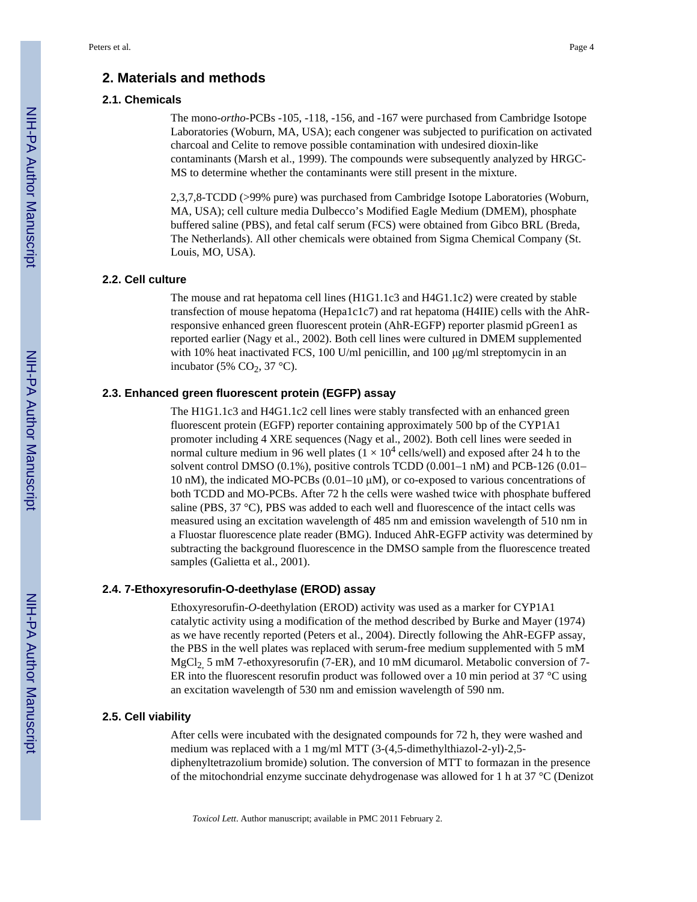## 2. Materials and methods

### 2.1. Chemicals

The mono-*ortho*-PCBs -105, -118, -156, and -167 were purchased from Cambridge Isotope Laboratories (Woburn, MA, USA); each congener was subjected to purification on activated charcoal and Celite to remove possible contamination with undesired dioxin-like contaminants (Marsh et al., 1999). The compounds were subsequently analyzed by HRGC-MS to determine whether the contaminants were still present in the mixture.

2,3,7,8-TCDD (>99% pure) was purchased from Cambridge Isotope Laboratories (Woburn, MA, USA); cell culture media Dulbecco's Modified Eagle Medium (DMEM), phosphate buffered saline (PBS), and fetal calf serum (FCS) were obtained from Gibco BRL (Breda, The Netherlands). All other chemicals were obtained from Sigma Chemical Company (St. Louis, MO, USA).

### 2.2. Cell culture

The mouse and rat hepatoma cell lines (H1G1.1c3 and H4G1.1c2) were created by stable transfection of mouse hepatoma (Hepa1c1c7) and rat hepatoma (H4IIE) cells with the AhR-responsive enhanced green fluorescent protein (AhR-EGFP) reporter plasmid pGreen1 as reported earlier (Nagy et al., 2002). Both cell lines were cultured in DMEM supplemented with 10% heat inactivated FCS, 100 U/ml penicillin, and 100 μg/ml streptomycin in an incubator (5% $CO_2$, 37 °C).

### 2.3. Enhanced green fluorescent protein (EGFP) assay

The H1G1.1c3 and H4G1.1c2 cell lines were stably transfected with an enhanced green fluorescent protein (EGFP) reporter containing approximately 500 bp of the CYP1A1 promoter including 4 XRE sequences (Nagy et al., 2002). Both cell lines were seeded in normal culture medium in 96 well plates ($1 \times 10^4$ cells/well) and exposed after 24 h to the solvent control DMSO (0.1%), positive controls TCDD (0.001–1 nM) and PCB-126 (0.01–10 nM), the indicated MO-PCBs (0.01–10 μM), or co-exposed to various concentrations of both TCDD and MO-PCBs. After 72 h the cells were washed twice with phosphate buffered saline (PBS, 37 °C), PBS was added to each well and fluorescence of the intact cells was measured using an excitation wavelength of 485 nm and emission wavelength of 510 nm in a Fluostar fluorescence plate reader (BMG). Induced AhR-EGFP activity was determined by subtracting the background fluorescence in the DMSO sample from the fluorescence treated samples (Galietta et al., 2001).

### 2.4. 7-Ethoxyresorufin-O-deethylase (EROD) assay

Ethoxyresorufin-*O*-deethylation (EROD) activity was used as a marker for CYP1A1 catalytic activity using a modification of the method described by Burke and Mayer (1974) as we have recently reported (Peters et al., 2004). Directly following the AhR-EGFP assay, the PBS in the well plates was replaced with serum-free medium supplemented with 5 mM $MgCl_2$, 5 mM 7-ethoxyresorufin (7-ER), and 10 mM dicumarol. Metabolic conversion of 7-ER into the fluorescent resorufin product was followed over a 10 min period at 37 °C using an excitation wavelength of 530 nm and emission wavelength of 590 nm.

### 2.5. Cell viability

After cells were incubated with the designated compounds for 72 h, they were washed and medium was replaced with a 1 mg/ml MTT (3-(4,5-dimethylthiazol-2-yl)-2,5-diphenyltetrazolium bromide) solution. The conversion of MTT to formazan in the presence of the mitochondrial enzyme succinate dehydrogenase was allowed for 1 h at 37 °C (Denizot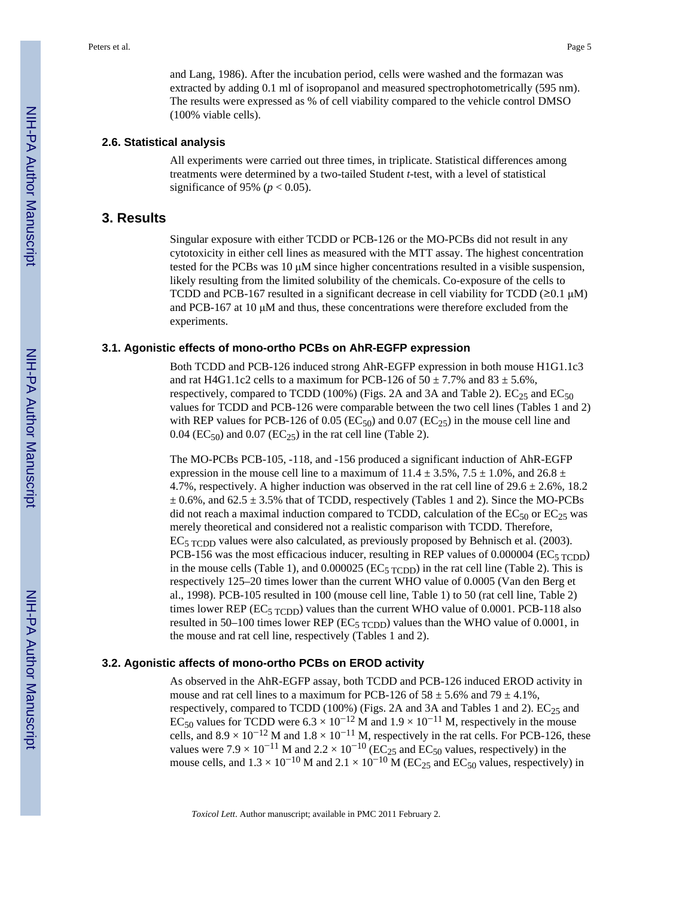and Lang, 1986). After the incubation period, cells were washed and the formazan was extracted by adding 0.1 ml of isopropanol and measured spectrophotometrically (595 nm). The results were expressed as % of cell viability compared to the vehicle control DMSO (100% viable cells).

### 2.6. Statistical analysis

All experiments were carried out three times, in triplicate. Statistical differences among treatments were determined by a two-tailed Student *t*-test, with a level of statistical significance of 95% ($p < 0.05$).

## 3. Results

Singular exposure with either TCDD or PCB-126 or the MO-PCBs did not result in any cytotoxicity in either cell lines as measured with the MTT assay. The highest concentration tested for the PCBs was 10 μM since higher concentrations resulted in a visible suspension, likely resulting from the limited solubility of the chemicals. Co-exposure of the cells to TCDD and PCB-167 resulted in a significant decrease in cell viability for TCDD (≥0.1 μM) and PCB-167 at 10 μM and thus, these concentrations were therefore excluded from the experiments.

### 3.1. Agonistic effects of mono-ortho PCBs on AhR-EGFP expression

Both TCDD and PCB-126 induced strong AhR-EGFP expression in both mouse H1G1.1c3 and rat H4G1.1c2 cells to a maximum for PCB-126 of 50 ± 7.7% and 83 ± 5.6%, respectively, compared to TCDD (100%) (Figs. 2A and 3A and Table 2). $EC_{25}$ and $EC_{50}$ values for TCDD and PCB-126 were comparable between the two cell lines (Tables 1 and 2) with REP values for PCB-126 of 0.05 ($EC_{50}$) and 0.07 ($EC_{25}$) in the mouse cell line and 0.04 ($EC_{50}$) and 0.07 ($EC_{25}$) in the rat cell line (Table 2).

The MO-PCBs PCB-105, -118, and -156 produced a significant induction of AhR-EGFP expression in the mouse cell line to a maximum of 11.4 ± 3.5%, 7.5 ± 1.0%, and 26.8 ± 4.7%, respectively. A higher induction was observed in the rat cell line of 29.6 ± 2.6%, 18.2 ± 0.6%, and 62.5 ± 3.5% that of TCDD, respectively (Tables 1 and 2). Since the MO-PCBs did not reach a maximal induction compared to TCDD, calculation of the $EC_{50}$ or $EC_{25}$ was merely theoretical and considered not a realistic comparison with TCDD. Therefore, $EC_{5\ TCDD}$ values were also calculated, as previously proposed by Behnisch et al. (2003). PCB-156 was the most efficacious inducer, resulting in REP values of 0.000004 ($EC_{5\ TCDD}$) in the mouse cells (Table 1), and 0.000025 ($EC_{5\ TCDD}$) in the rat cell line (Table 2). This is respectively 125–20 times lower than the current WHO value of 0.0005 (Van den Berg et al., 1998). PCB-105 resulted in 100 (mouse cell line, Table 1) to 50 (rat cell line, Table 2) times lower REP ($EC_{5\ TCDD}$) values than the current WHO value of 0.0001. PCB-118 also resulted in 50–100 times lower REP ($EC_{5\ TCDD}$) values than the WHO value of 0.0001, in the mouse and rat cell line, respectively (Tables 1 and 2).

### 3.2. Agonistic affects of mono-ortho PCBs on EROD activity

As observed in the AhR-EGFP assay, both TCDD and PCB-126 induced EROD activity in mouse and rat cell lines to a maximum for PCB-126 of 58 ± 5.6% and 79 ± 4.1%, respectively, compared to TCDD (100%) (Figs. 2A and 3A and Tables 1 and 2). $EC_{25}$ and $EC_{50}$ values for TCDD were $6.3 \times 10^{-12}$ M and $1.9 \times 10^{-11}$ M, respectively in the mouse cells, and $8.9 \times 10^{-12}$ M and $1.8 \times 10^{-11}$ M, respectively in the rat cells. For PCB-126, these values were $7.9 \times 10^{-11}$ M and $2.2 \times 10^{-10}$ ($EC_{25}$ and $EC_{50}$ values, respectively) in the mouse cells, and $1.3 \times 10^{-10}$ M and $2.1 \times 10^{-10}$ M ($EC_{25}$ and $EC_{50}$ values, respectively) in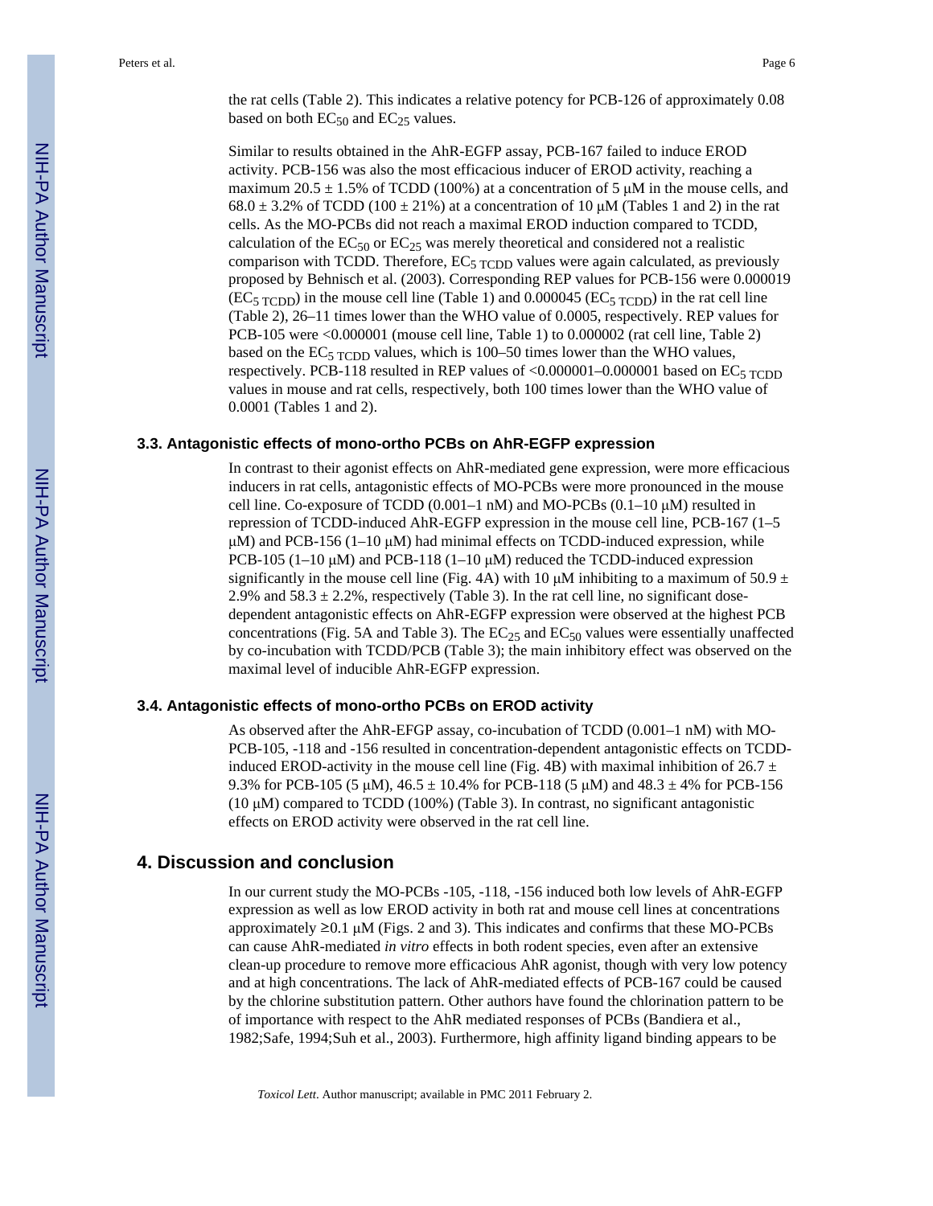the rat cells (Table 2). This indicates a relative potency for PCB-126 of approximately 0.08 based on both $EC_{50}$ and $EC_{25}$ values.

Similar to results obtained in the AhR-EGFP assay, PCB-167 failed to induce EROD activity. PCB-156 was also the most efficacious inducer of EROD activity, reaching a maximum 20.5 ± 1.5% of TCDD (100%) at a concentration of 5 μM in the mouse cells, and 68.0 ± 3.2% of TCDD (100 ± 21%) at a concentration of 10 μM (Tables 1 and 2) in the rat cells. As the MO-PCBs did not reach a maximal EROD induction compared to TCDD, calculation of the $EC_{50}$ or $EC_{25}$ was merely theoretical and considered not a realistic comparison with TCDD. Therefore, $EC_{5\ TCDD}$ values were again calculated, as previously proposed by Behnisch et al. (2003). Corresponding REP values for PCB-156 were 0.000019 ($EC_{5\ TCDD}$) in the mouse cell line (Table 1) and 0.000045 ($EC_{5\ TCDD}$) in the rat cell line (Table 2), 26–11 times lower than the WHO value of 0.0005, respectively. REP values for PCB-105 were <0.000001 (mouse cell line, Table 1) to 0.000002 (rat cell line, Table 2) based on the $EC_{5\ TCDD}$ values, which is 100–50 times lower than the WHO values, respectively. PCB-118 resulted in REP values of <0.000001–0.000001 based on $EC_{5\ TCDD}$ values in mouse and rat cells, respectively, both 100 times lower than the WHO value of 0.0001 (Tables 1 and 2).

### 3.3. Antagonistic effects of mono-ortho PCBs on AhR-EGFP expression

In contrast to their agonist effects on AhR-mediated gene expression, were more efficacious inducers in rat cells, antagonistic effects of MO-PCBs were more pronounced in the mouse cell line. Co-exposure of TCDD (0.001–1 nM) and MO-PCBs (0.1–10 μM) resulted in repression of TCDD-induced AhR-EGFP expression in the mouse cell line, PCB-167 (1–5 μM) and PCB-156 (1–10 μM) had minimal effects on TCDD-induced expression, while PCB-105 (1–10 μM) and PCB-118 (1–10 μM) reduced the TCDD-induced expression significantly in the mouse cell line (Fig. 4A) with 10 μM inhibiting to a maximum of 50.9 ± 2.9% and 58.3 ± 2.2%, respectively (Table 3). In the rat cell line, no significant dose-dependent antagonistic effects on AhR-EGFP expression were observed at the highest PCB concentrations (Fig. 5A and Table 3). The $EC_{25}$ and $EC_{50}$ values were essentially unaffected by co-incubation with TCDD/PCB (Table 3); the main inhibitory effect was observed on the maximal level of inducible AhR-EGFP expression.

### 3.4. Antagonistic effects of mono-ortho PCBs on EROD activity

As observed after the AhR-EFGP assay, co-incubation of TCDD (0.001–1 nM) with MO-PCB-105, -118 and -156 resulted in concentration-dependent antagonistic effects on TCDD-induced EROD-activity in the mouse cell line (Fig. 4B) with maximal inhibition of 26.7 ± 9.3% for PCB-105 (5 μM), 46.5 ± 10.4% for PCB-118 (5 μM) and 48.3 ± 4% for PCB-156 (10 μM) compared to TCDD (100%) (Table 3). In contrast, no significant antagonistic effects on EROD activity were observed in the rat cell line.

## 4. Discussion and conclusion

In our current study the MO-PCBs -105, -118, -156 induced both low levels of AhR-EGFP expression as well as low EROD activity in both rat and mouse cell lines at concentrations approximately ≥0.1 μM (Figs. 2 and 3). This indicates and confirms that these MO-PCBs can cause AhR-mediated *in vitro* effects in both rodent species, even after an extensive clean-up procedure to remove more efficacious AhR agonist, though with very low potency and at high concentrations. The lack of AhR-mediated effects of PCB-167 could be caused by the chlorine substitution pattern. Other authors have found the chlorination pattern to be of importance with respect to the AhR mediated responses of PCBs (Bandiera et al., 1982;Safe, 1994;Suh et al., 2003). Furthermore, high affinity ligand binding appears to be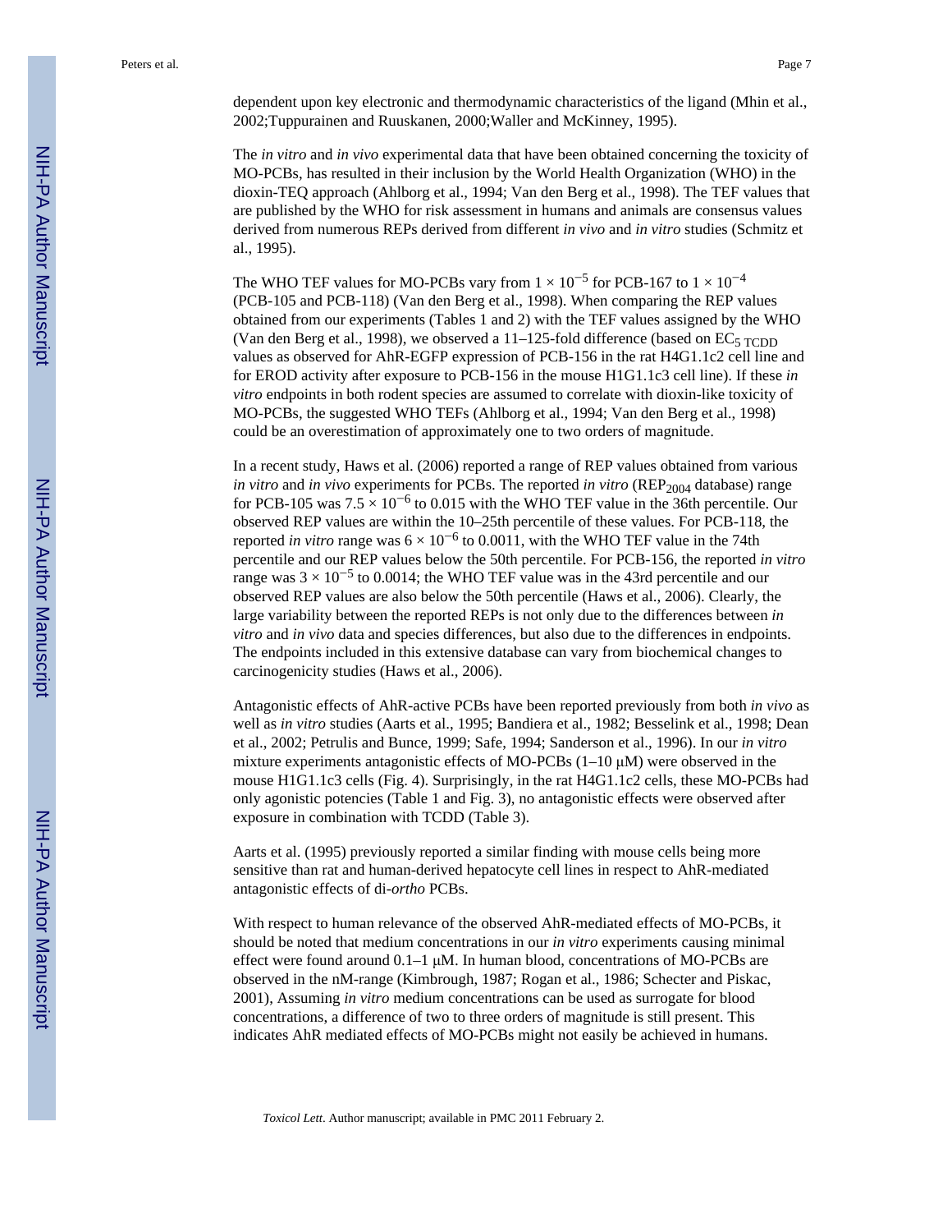dependent upon key electronic and thermodynamic characteristics of the ligand (Mhin et al., 2002;Tuppurainen and Ruuskanen, 2000;Waller and McKinney, 1995).

The *in vitro* and *in vivo* experimental data that have been obtained concerning the toxicity of MO-PCBs, has resulted in their inclusion by the World Health Organization (WHO) in the dioxin-TEQ approach (Ahlborg et al., 1994; Van den Berg et al., 1998). The TEF values that are published by the WHO for risk assessment in humans and animals are consensus values derived from numerous REPs derived from different *in vivo* and *in vitro* studies (Schmitz et al., 1995).

The WHO TEF values for MO-PCBs vary from $1 \times 10^{-5}$ for PCB-167 to $1 \times 10^{-4}$ (PCB-105 and PCB-118) (Van den Berg et al., 1998). When comparing the REP values obtained from our experiments (Tables 1 and 2) with the TEF values assigned by the WHO (Van den Berg et al., 1998), we observed a 11–125-fold difference (based on $EC_{5\ TCDD}$ values as observed for AhR-EGFP expression of PCB-156 in the rat H4G1.1c2 cell line and for EROD activity after exposure to PCB-156 in the mouse H1G1.1c3 cell line). If these *in vitro* endpoints in both rodent species are assumed to correlate with dioxin-like toxicity of MO-PCBs, the suggested WHO TEFs (Ahlborg et al., 1994; Van den Berg et al., 1998) could be an overestimation of approximately one to two orders of magnitude.

In a recent study, Haws et al. (2006) reported a range of REP values obtained from various *in vitro* and *in vivo* experiments for PCBs. The reported *in vitro* ($REP_{2004}$ database) range for PCB-105 was $7.5 \times 10^{-6}$ to 0.015 with the WHO TEF value in the 36th percentile. Our observed REP values are within the 10–25th percentile of these values. For PCB-118, the reported *in vitro* range was $6 \times 10^{-6}$ to 0.0011, with the WHO TEF value in the 74th percentile and our REP values below the 50th percentile. For PCB-156, the reported *in vitro* range was $3 \times 10^{-5}$ to 0.0014; the WHO TEF value was in the 43rd percentile and our observed REP values are also below the 50th percentile (Haws et al., 2006). Clearly, the large variability between the reported REPs is not only due to the differences between *in vitro* and *in vivo* data and species differences, but also due to the differences in endpoints. The endpoints included in this extensive database can vary from biochemical changes to carcinogenicity studies (Haws et al., 2006).

Antagonistic effects of AhR-active PCBs have been reported previously from both *in vivo* as well as *in vitro* studies (Aarts et al., 1995; Bandiera et al., 1982; Besselink et al., 1998; Dean et al., 2002; Petrulis and Bunce, 1999; Safe, 1994; Sanderson et al., 1996). In our *in vitro* mixture experiments antagonistic effects of MO-PCBs (1–10 μM) were observed in the mouse H1G1.1c3 cells (Fig. 4). Surprisingly, in the rat H4G1.1c2 cells, these MO-PCBs had only agonistic potencies (Table 1 and Fig. 3), no antagonistic effects were observed after exposure in combination with TCDD (Table 3).

Aarts et al. (1995) previously reported a similar finding with mouse cells being more sensitive than rat and human-derived hepatocyte cell lines in respect to AhR-mediated antagonistic effects of di-*ortho* PCBs.

With respect to human relevance of the observed AhR-mediated effects of MO-PCBs, it should be noted that medium concentrations in our *in vitro* experiments causing minimal effect were found around 0.1–1 μM. In human blood, concentrations of MO-PCBs are observed in the nM-range (Kimbrough, 1987; Rogan et al., 1986; Schecter and Piskac, 2001), Assuming *in vitro* medium concentrations can be used as surrogate for blood concentrations, a difference of two to three orders of magnitude is still present. This indicates AhR mediated effects of MO-PCBs might not easily be achieved in humans.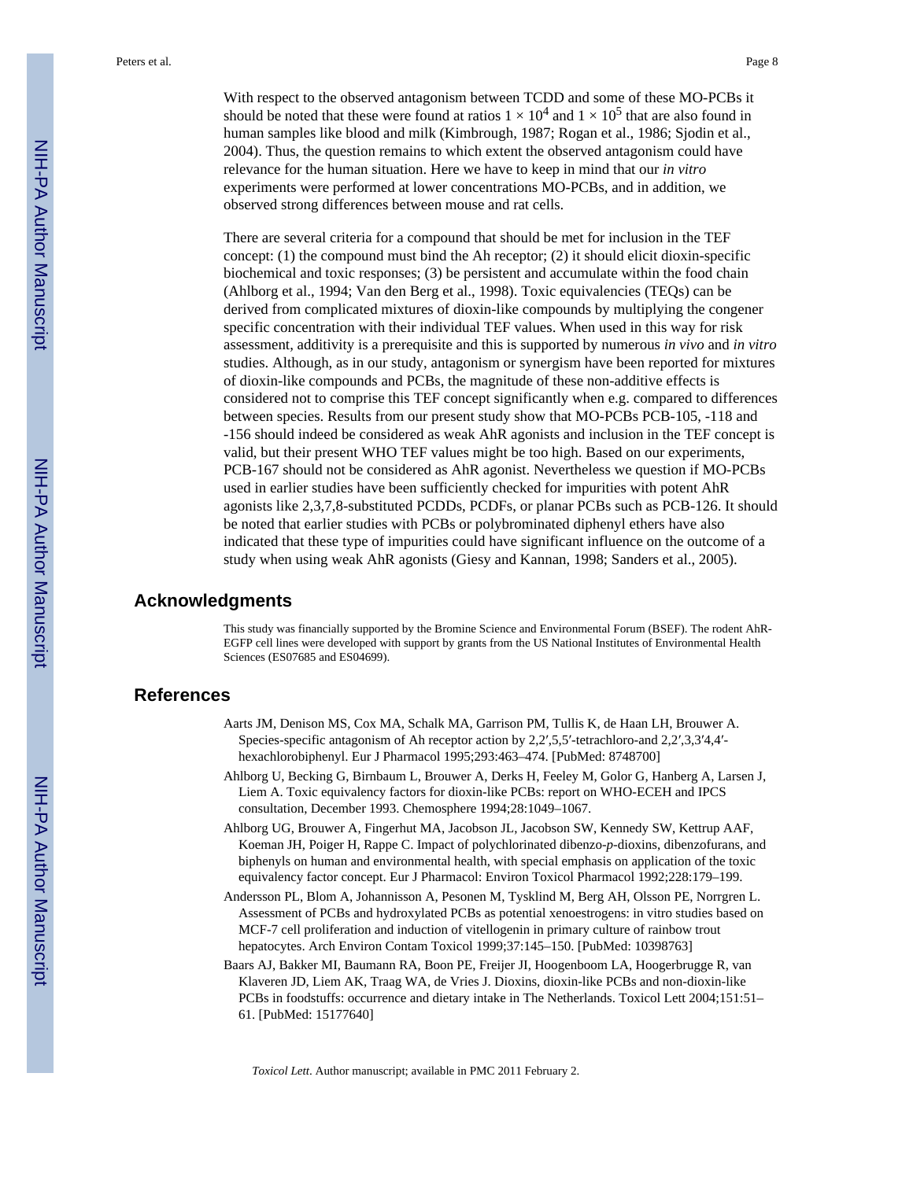With respect to the observed antagonism between TCDD and some of these MO-PCBs it should be noted that these were found at ratios $1 \times 10^4$ and $1 \times 10^5$ that are also found in human samples like blood and milk (Kimbrough, 1987; Rogan et al., 1986; Sjodin et al., 2004). Thus, the question remains to which extent the observed antagonism could have relevance for the human situation. Here we have to keep in mind that our *in vitro* experiments were performed at lower concentrations MO-PCBs, and in addition, we observed strong differences between mouse and rat cells.

There are several criteria for a compound that should be met for inclusion in the TEF concept: (1) the compound must bind the Ah receptor; (2) it should elicit dioxin-specific biochemical and toxic responses; (3) be persistent and accumulate within the food chain (Ahlborg et al., 1994; Van den Berg et al., 1998). Toxic equivalencies (TEQs) can be derived from complicated mixtures of dioxin-like compounds by multiplying the congener specific concentration with their individual TEF values. When used in this way for risk assessment, additivity is a prerequisite and this is supported by numerous *in vivo* and *in vitro* studies. Although, as in our study, antagonism or synergism have been reported for mixtures of dioxin-like compounds and PCBs, the magnitude of these non-additive effects is considered not to comprise this TEF concept significantly when e.g. compared to differences between species. Results from our present study show that MO-PCBs PCB-105, -118 and -156 should indeed be considered as weak AhR agonists and inclusion in the TEF concept is valid, but their present WHO TEF values might be too high. Based on our experiments, PCB-167 should not be considered as AhR agonist. Nevertheless we question if MO-PCBs used in earlier studies have been sufficiently checked for impurities with potent AhR agonists like 2,3,7,8-substituted PCDDs, PCDFs, or planar PCBs such as PCB-126. It should be noted that earlier studies with PCBs or polybrominated diphenyl ethers have also indicated that these type of impurities could have significant influence on the outcome of a study when using weak AhR agonists (Giesy and Kannan, 1998; Sanders et al., 2005).

## Acknowledgments

This study was financially supported by the Bromine Science and Environmental Forum (BSEF). The rodent AhR-EGFP cell lines were developed with support by grants from the US National Institutes of Environmental Health Sciences (ES07685 and ES04699).

## References

Aarts JM, Denison MS, Cox MA, Schalk MA, Garrison PM, Tullis K, de Haan LH, Brouwer A. Species-specific antagonism of Ah receptor action by 2,2′,5,5′-tetrachloro-and 2,2′,3,3′4,4′-hexachlorobiphenyl. Eur J Pharmacol 1995;293:463–474. [PubMed: 8748700]

Ahlborg U, Becking G, Birnbaum L, Brouwer A, Derks H, Feeley M, Golor G, Hanberg A, Larsen J, Liem A. Toxic equivalency factors for dioxin-like PCBs: report on WHO-ECEH and IPCS consultation, December 1993. Chemosphere 1994;28:1049–1067.

Ahlborg UG, Brouwer A, Fingerhut MA, Jacobson JL, Jacobson SW, Kennedy SW, Kettrup AAF, Koeman JH, Poiger H, Rappe C. Impact of polychlorinated dibenzo-*p*-dioxins, dibenzofurans, and biphenyls on human and environmental health, with special emphasis on application of the toxic equivalency factor concept. Eur J Pharmacol: Environ Toxicol Pharmacol 1992;228:179–199.

Andersson PL, Blom A, Johannisson A, Pesonen M, Tysklind M, Berg AH, Olsson PE, Norrgren L. Assessment of PCBs and hydroxylated PCBs as potential xenoestrogens: in vitro studies based on MCF-7 cell proliferation and induction of vitellogenin in primary culture of rainbow trout hepatocytes. Arch Environ Contam Toxicol 1999;37:145–150. [PubMed: 10398763]

Baars AJ, Bakker MI, Baumann RA, Boon PE, Freijer JI, Hoogenboom LA, Hoogerbrugge R, van Klaveren JD, Liem AK, Traag WA, de Vries J. Dioxins, dioxin-like PCBs and non-dioxin-like PCBs in foodstuffs: occurrence and dietary intake in The Netherlands. Toxicol Lett 2004;151:51–61. [PubMed: 15177640]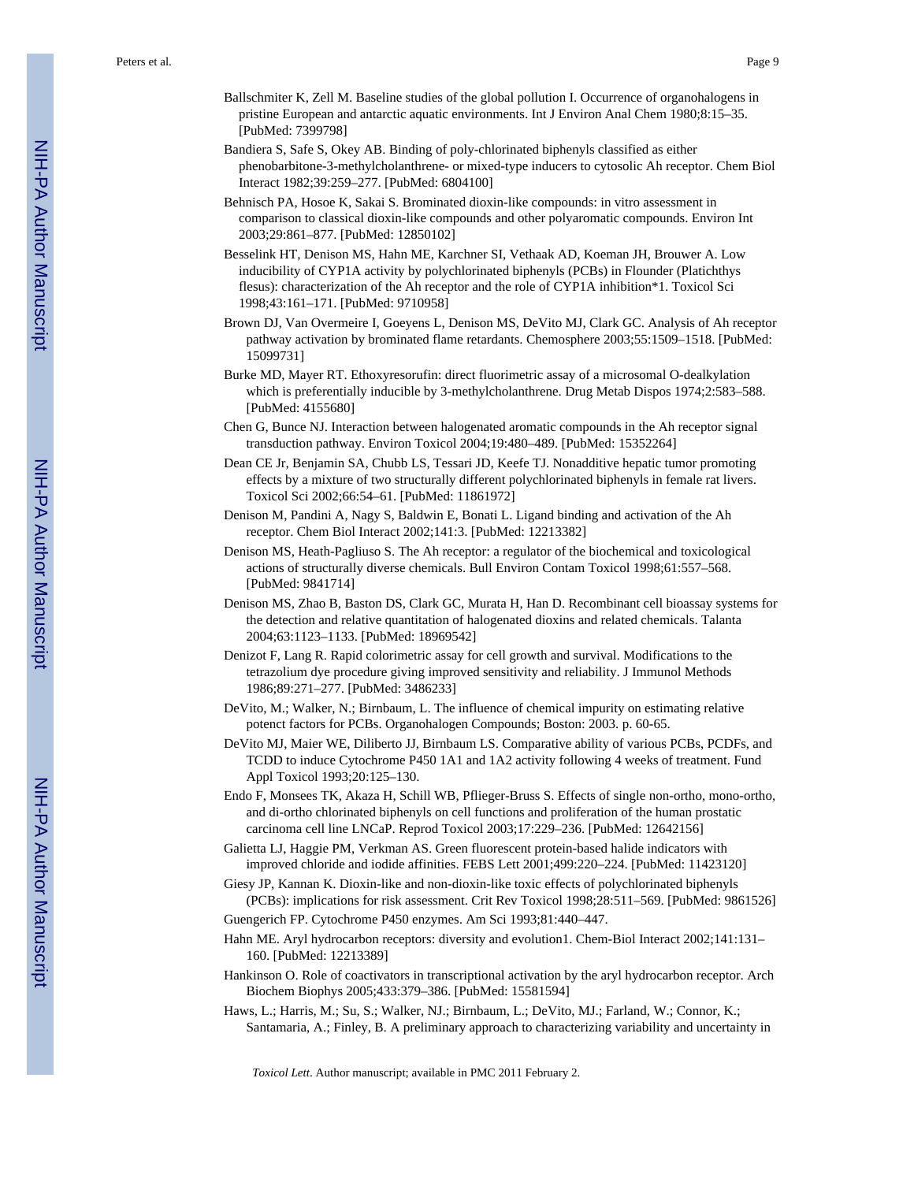Ballschmiter K, Zell M. Baseline studies of the global pollution I. Occurrence of organohalogens in pristine European and antarctic aquatic environments. Int J Environ Anal Chem 1980;8:15–35. [PubMed: 7399798]

Bandiera S, Safe S, Okey AB. Binding of poly-chlorinated biphenyls classified as either phenobarbitone-3-methylcholanthrene- or mixed-type inducers to cytosolic Ah receptor. Chem Biol Interact 1982;39:259–277. [PubMed: 6804100]

Behnisch PA, Hosoe K, Sakai S. Brominated dioxin-like compounds: in vitro assessment in comparison to classical dioxin-like compounds and other polyaromatic compounds. Environ Int 2003;29:861–877. [PubMed: 12850102]

Besselink HT, Denison MS, Hahn ME, Karchner SI, Vethaak AD, Koeman JH, Brouwer A. Low inducibility of CYP1A activity by polychlorinated biphenyls (PCBs) in Flounder (Platichthys flesus): characterization of the Ah receptor and the role of CYP1A inhibition*1. Toxicol Sci 1998;43:161–171. [PubMed: 9710958]

Brown DJ, Van Overmeire I, Goeyens L, Denison MS, DeVito MJ, Clark GC. Analysis of Ah receptor pathway activation by brominated flame retardants. Chemosphere 2003;55:1509–1518. [PubMed: 15099731]

Burke MD, Mayer RT. Ethoxyresorufin: direct fluorimetric assay of a microsomal O-dealkylation which is preferentially inducible by 3-methylcholanthrene. Drug Metab Dispos 1974;2:583–588. [PubMed: 4155680]

Chen G, Bunce NJ. Interaction between halogenated aromatic compounds in the Ah receptor signal transduction pathway. Environ Toxicol 2004;19:480–489. [PubMed: 15352264]

Dean CE Jr, Benjamin SA, Chubb LS, Tessari JD, Keefe TJ. Nonadditive hepatic tumor promoting effects by a mixture of two structurally different polychlorinated biphenyls in female rat livers. Toxicol Sci 2002;66:54–61. [PubMed: 11861972]

Denison M, Pandini A, Nagy S, Baldwin E, Bonati L. Ligand binding and activation of the Ah receptor. Chem Biol Interact 2002;141:3. [PubMed: 12213382]

Denison MS, Heath-Pagliuso S. The Ah receptor: a regulator of the biochemical and toxicological actions of structurally diverse chemicals. Bull Environ Contam Toxicol 1998;61:557–568. [PubMed: 9841714]

Denison MS, Zhao B, Baston DS, Clark GC, Murata H, Han D. Recombinant cell bioassay systems for the detection and relative quantitation of halogenated dioxins and related chemicals. Talanta 2004;63:1123–1133. [PubMed: 18969542]

Denizot F, Lang R. Rapid colorimetric assay for cell growth and survival. Modifications to the tetrazolium dye procedure giving improved sensitivity and reliability. J Immunol Methods 1986;89:271–277. [PubMed: 3486233]

DeVito, M.; Walker, N.; Birnbaum, L. The influence of chemical impurity on estimating relative potenct factors for PCBs. Organohalogen Compounds; Boston: 2003. p. 60-65.

DeVito MJ, Maier WE, Diliberto JJ, Birnbaum LS. Comparative ability of various PCBs, PCDFs, and TCDD to induce Cytochrome P450 1A1 and 1A2 activity following 4 weeks of treatment. Fund Appl Toxicol 1993;20:125–130.

Endo F, Monsees TK, Akaza H, Schill WB, Pflieger-Bruss S. Effects of single non-ortho, mono-ortho, and di-ortho chlorinated biphenyls on cell functions and proliferation of the human prostatic carcinoma cell line LNCaP. Reprod Toxicol 2003;17:229–236. [PubMed: 12642156]

Galietta LJ, Haggie PM, Verkman AS. Green fluorescent protein-based halide indicators with improved chloride and iodide affinities. FEBS Lett 2001;499:220–224. [PubMed: 11423120]

Giesy JP, Kannan K. Dioxin-like and non-dioxin-like toxic effects of polychlorinated biphenyls (PCBs): implications for risk assessment. Crit Rev Toxicol 1998;28:511–569. [PubMed: 9861526]

Guengerich FP. Cytochrome P450 enzymes. Am Sci 1993;81:440–447.

Hahn ME. Aryl hydrocarbon receptors: diversity and evolution1. Chem-Biol Interact 2002;141:131–160. [PubMed: 12213389]

Hankinson O. Role of coactivators in transcriptional activation by the aryl hydrocarbon receptor. Arch Biochem Biophys 2005;433:379–386. [PubMed: 15581594]

Haws, L.; Harris, M.; Su, S.; Walker, NJ.; Birnbaum, L.; DeVito, MJ.; Farland, W.; Connor, K.; Santamaria, A.; Finley, B. A preliminary approach to characterizing variability and uncertainty in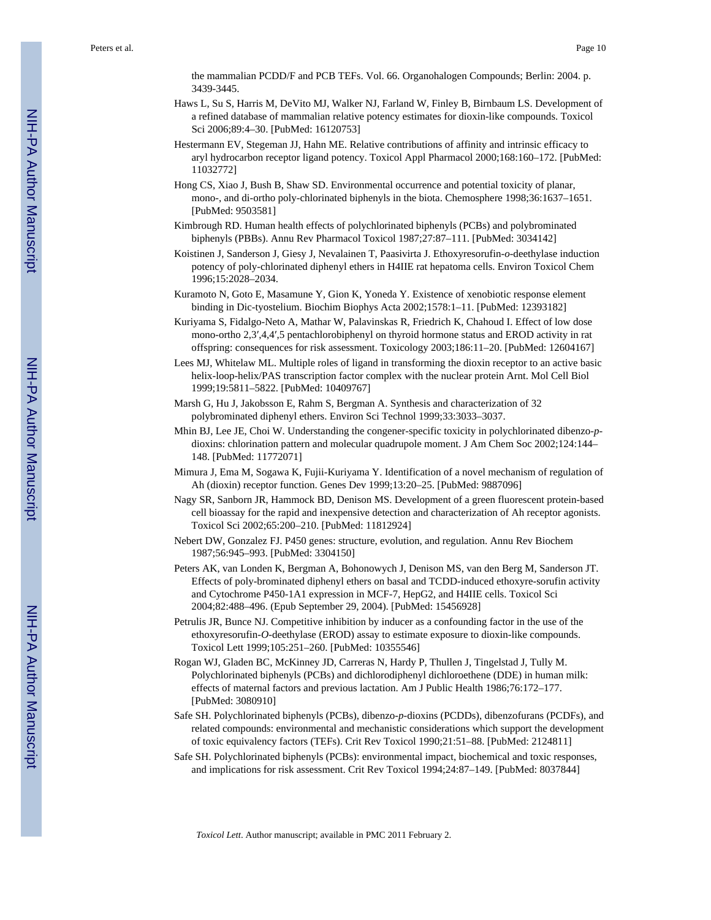the mammalian PCDD/F and PCB TEFs. Vol. 66. Organohalogen Compounds; Berlin: 2004. p. 3439-3445.

Haws L, Su S, Harris M, DeVito MJ, Walker NJ, Farland W, Finley B, Birnbaum LS. Development of a refined database of mammalian relative potency estimates for dioxin-like compounds. Toxicol Sci 2006;89:4–30. [PubMed: 16120753]

Hestermann EV, Stegeman JJ, Hahn ME. Relative contributions of affinity and intrinsic efficacy to aryl hydrocarbon receptor ligand potency. Toxicol Appl Pharmacol 2000;168:160–172. [PubMed: 11032772]

Hong CS, Xiao J, Bush B, Shaw SD. Environmental occurrence and potential toxicity of planar, mono-, and di-ortho poly-chlorinated biphenyls in the biota. Chemosphere 1998;36:1637–1651. [PubMed: 9503581]

Kimbrough RD. Human health effects of polychlorinated biphenyls (PCBs) and polybrominated biphenyls (PBBs). Annu Rev Pharmacol Toxicol 1987;27:87–111. [PubMed: 3034142]

Koistinen J, Sanderson J, Giesy J, Nevalainen T, Paasivirta J. Ethoxyresorufin-*o*-deethylase induction potency of poly-chlorinated diphenyl ethers in H4IIE rat hepatoma cells. Environ Toxicol Chem 1996;15:2028–2034.

Kuramoto N, Goto E, Masamune Y, Gion K, Yoneda Y. Existence of xenobiotic response element binding in Dic-tyostelium. Biochim Biophys Acta 2002;1578:1–11. [PubMed: 12393182]

Kuriyama S, Fidalgo-Neto A, Mathar W, Palavinskas R, Friedrich K, Chahoud I. Effect of low dose mono-ortho 2,3′,4,4′,5 pentachlorobiphenyl on thyroid hormone status and EROD activity in rat offspring: consequences for risk assessment. Toxicology 2003;186:11–20. [PubMed: 12604167]

Lees MJ, Whitelaw ML. Multiple roles of ligand in transforming the dioxin receptor to an active basic helix-loop-helix/PAS transcription factor complex with the nuclear protein Arnt. Mol Cell Biol 1999;19:5811–5822. [PubMed: 10409767]

Marsh G, Hu J, Jakobsson E, Rahm S, Bergman A. Synthesis and characterization of 32 polybrominated diphenyl ethers. Environ Sci Technol 1999;33:3033–3037.

Mhin BJ, Lee JE, Choi W. Understanding the congener-specific toxicity in polychlorinated dibenzo-*p*-dioxins: chlorination pattern and molecular quadrupole moment. J Am Chem Soc 2002;124:144–148. [PubMed: 11772071]

Mimura J, Ema M, Sogawa K, Fujii-Kuriyama Y. Identification of a novel mechanism of regulation of Ah (dioxin) receptor function. Genes Dev 1999;13:20–25. [PubMed: 9887096]

Nagy SR, Sanborn JR, Hammock BD, Denison MS. Development of a green fluorescent protein-based cell bioassay for the rapid and inexpensive detection and characterization of Ah receptor agonists. Toxicol Sci 2002;65:200–210. [PubMed: 11812924]

Nebert DW, Gonzalez FJ. P450 genes: structure, evolution, and regulation. Annu Rev Biochem 1987;56:945–993. [PubMed: 3304150]

Peters AK, van Londen K, Bergman A, Bohonowych J, Denison MS, van den Berg M, Sanderson JT. Effects of poly-brominated diphenyl ethers on basal and TCDD-induced ethoxyre-sorufin activity and Cytochrome P450-1A1 expression in MCF-7, HepG2, and H4IIE cells. Toxicol Sci 2004;82:488–496. (Epub September 29, 2004). [PubMed: 15456928]

Petrulis JR, Bunce NJ. Competitive inhibition by inducer as a confounding factor in the use of the ethoxyresorufin-*O*-deethylase (EROD) assay to estimate exposure to dioxin-like compounds. Toxicol Lett 1999;105:251–260. [PubMed: 10355546]

Rogan WJ, Gladen BC, McKinney JD, Carreras N, Hardy P, Thullen J, Tingelstad J, Tully M. Polychlorinated biphenyls (PCBs) and dichlorodiphenyl dichloroethene (DDE) in human milk: effects of maternal factors and previous lactation. Am J Public Health 1986;76:172–177. [PubMed: 3080910]

Safe SH. Polychlorinated biphenyls (PCBs), dibenzo-*p*-dioxins (PCDDs), dibenzofurans (PCDFs), and related compounds: environmental and mechanistic considerations which support the development of toxic equivalency factors (TEFs). Crit Rev Toxicol 1990;21:51–88. [PubMed: 2124811]

Safe SH. Polychlorinated biphenyls (PCBs): environmental impact, biochemical and toxic responses, and implications for risk assessment. Crit Rev Toxicol 1994;24:87–149. [PubMed: 8037844]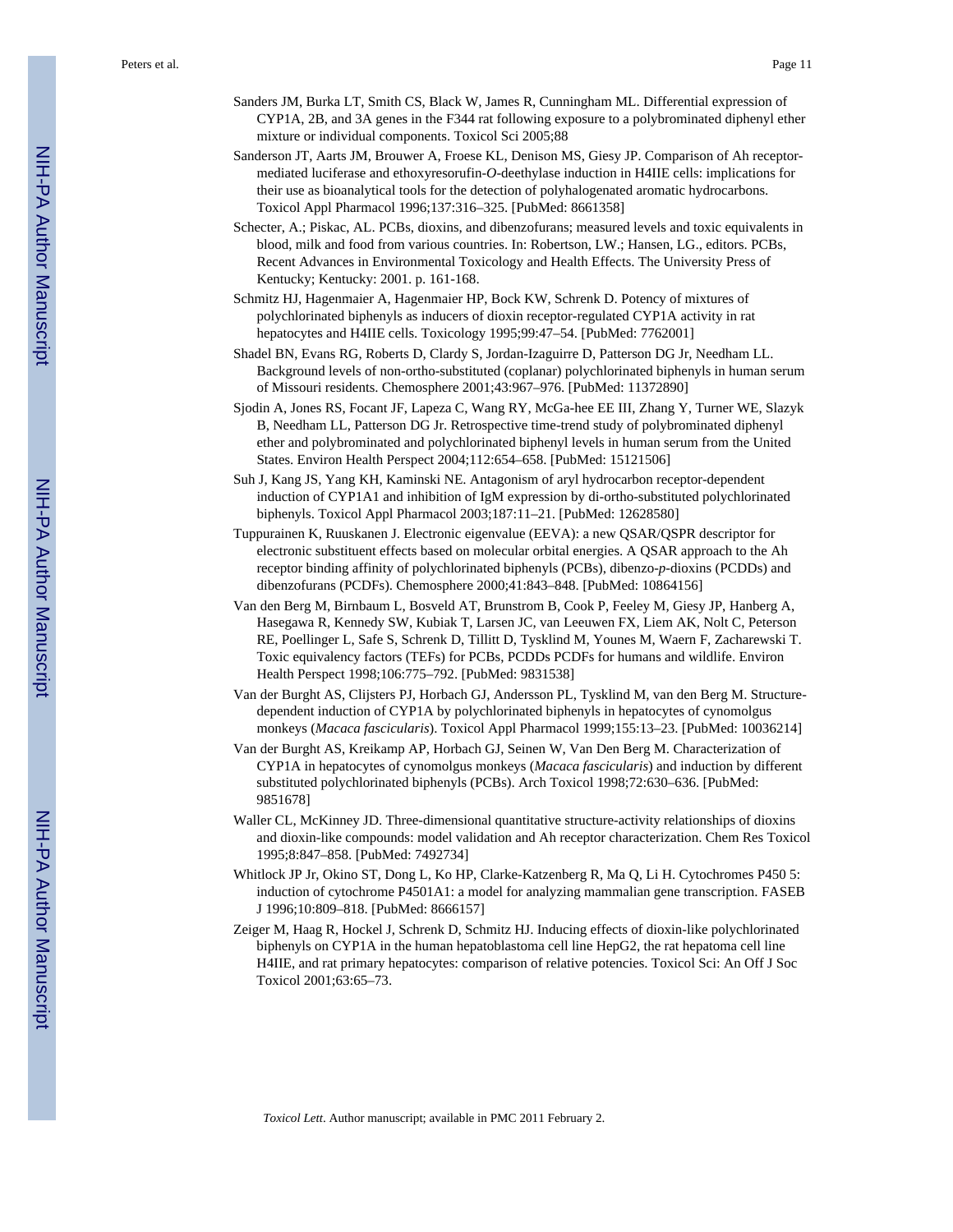Sanders JM, Burka LT, Smith CS, Black W, James R, Cunningham ML. Differential expression of CYP1A, 2B, and 3A genes in the F344 rat following exposure to a polybrominated diphenyl ether mixture or individual components. Toxicol Sci 2005;88

Sanderson JT, Aarts JM, Brouwer A, Froese KL, Denison MS, Giesy JP. Comparison of Ah receptor-mediated luciferase and ethoxyresorufin-*O*-deethylase induction in H4IIE cells: implications for their use as bioanalytical tools for the detection of polyhalogenated aromatic hydrocarbons. Toxicol Appl Pharmacol 1996;137:316–325. [PubMed: 8661358]

Schecter, A.; Piskac, AL. PCBs, dioxins, and dibenzofurans; measured levels and toxic equivalents in blood, milk and food from various countries. In: Robertson, LW.; Hansen, LG., editors. PCBs, Recent Advances in Environmental Toxicology and Health Effects. The University Press of Kentucky; Kentucky: 2001. p. 161-168.

Schmitz HJ, Hagenmaier A, Hagenmaier HP, Bock KW, Schrenk D. Potency of mixtures of polychlorinated biphenyls as inducers of dioxin receptor-regulated CYP1A activity in rat hepatocytes and H4IIE cells. Toxicology 1995;99:47–54. [PubMed: 7762001]

Shadel BN, Evans RG, Roberts D, Clardy S, Jordan-Izaguirre D, Patterson DG Jr, Needham LL. Background levels of non-ortho-substituted (coplanar) polychlorinated biphenyls in human serum of Missouri residents. Chemosphere 2001;43:967–976. [PubMed: 11372890]

Sjodin A, Jones RS, Focant JF, Lapeza C, Wang RY, McGa-hee EE III, Zhang Y, Turner WE, Slazyk B, Needham LL, Patterson DG Jr. Retrospective time-trend study of polybrominated diphenyl ether and polybrominated and polychlorinated biphenyl levels in human serum from the United States. Environ Health Perspect 2004;112:654–658. [PubMed: 15121506]

Suh J, Kang JS, Yang KH, Kaminski NE. Antagonism of aryl hydrocarbon receptor-dependent induction of CYP1A1 and inhibition of IgM expression by di-ortho-substituted polychlorinated biphenyls. Toxicol Appl Pharmacol 2003;187:11–21. [PubMed: 12628580]

Tuppurainen K, Ruuskanen J. Electronic eigenvalue (EEVA): a new QSAR/QSPR descriptor for electronic substituent effects based on molecular orbital energies. A QSAR approach to the Ah receptor binding affinity of polychlorinated biphenyls (PCBs), dibenzo-*p*-dioxins (PCDDs) and dibenzofurans (PCDFs). Chemosphere 2000;41:843–848. [PubMed: 10864156]

Van den Berg M, Birnbaum L, Bosveld AT, Brunstrom B, Cook P, Feeley M, Giesy JP, Hanberg A, Hasegawa R, Kennedy SW, Kubiak T, Larsen JC, van Leeuwen FX, Liem AK, Nolt C, Peterson RE, Poellinger L, Safe S, Schrenk D, Tillitt D, Tysklind M, Younes M, Waern F, Zacharewski T. Toxic equivalency factors (TEFs) for PCBs, PCDDs PCDFs for humans and wildlife. Environ Health Perspect 1998;106:775–792. [PubMed: 9831538]

Van der Burght AS, Clijsters PJ, Horbach GJ, Andersson PL, Tysklind M, van den Berg M. Structure-dependent induction of CYP1A by polychlorinated biphenyls in hepatocytes of cynomolgus monkeys (*Macaca fascicularis*). Toxicol Appl Pharmacol 1999;155:13–23. [PubMed: 10036214]

Van der Burght AS, Kreikamp AP, Horbach GJ, Seinen W, Van Den Berg M. Characterization of CYP1A in hepatocytes of cynomolgus monkeys (*Macaca fascicularis*) and induction by different substituted polychlorinated biphenyls (PCBs). Arch Toxicol 1998;72:630–636. [PubMed: 9851678]

Waller CL, McKinney JD. Three-dimensional quantitative structure-activity relationships of dioxins and dioxin-like compounds: model validation and Ah receptor characterization. Chem Res Toxicol 1995;8:847–858. [PubMed: 7492734]

Whitlock JP Jr, Okino ST, Dong L, Ko HP, Clarke-Katzenberg R, Ma Q, Li H. Cytochromes P450 5: induction of cytochrome P4501A1: a model for analyzing mammalian gene transcription. FASEB J 1996;10:809–818. [PubMed: 8666157]

Zeiger M, Haag R, Hockel J, Schrenk D, Schmitz HJ. Inducing effects of dioxin-like polychlorinated biphenyls on CYP1A in the human hepatoblastoma cell line HepG2, the rat hepatoma cell line H4IIE, and rat primary hepatocytes: comparison of relative potencies. Toxicol Sci: An Off J Soc Toxicol 2001;63:65–73.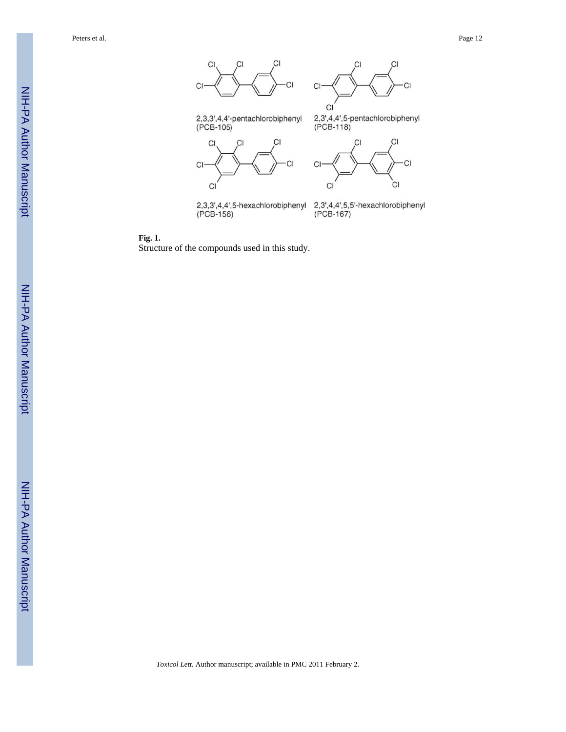2,3,3',4,4'-pentachlorobiphenyl (PCB-105)

2,3',4,4',5-pentachlorobiphenyl (PCB-118)

2,3,3',4,4',5-hexachlorobiphenyl (PCB-156)

2,3',4,4',5,5'-hexachlorobiphenyl (PCB-167)

**Fig. 1.**

Structure of the compounds used in this study.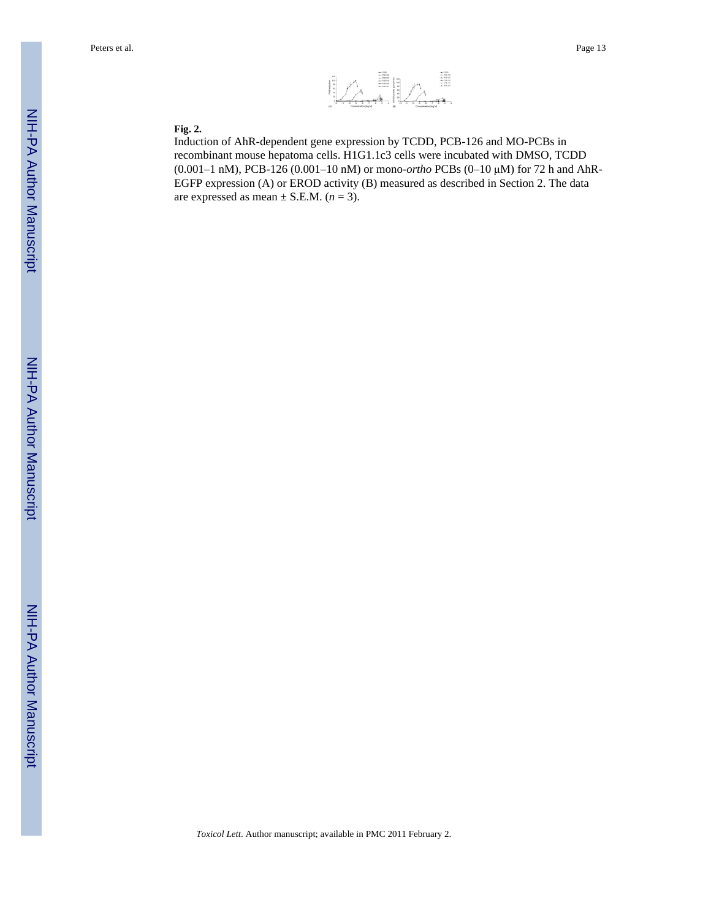**Fig. 2.**

Induction of AhR-dependent gene expression by TCDD, PCB-126 and MO-PCBs in recombinant mouse hepatoma cells. H1G1.1c3 cells were incubated with DMSO, TCDD (0.001–1 nM), PCB-126 (0.001–10 nM) or mono-*ortho* PCBs (0–10 μM) for 72 h and AhR-EGFP expression (A) or EROD activity (B) measured as described in Section 2. The data are expressed as mean ± S.E.M. ($n = 3$).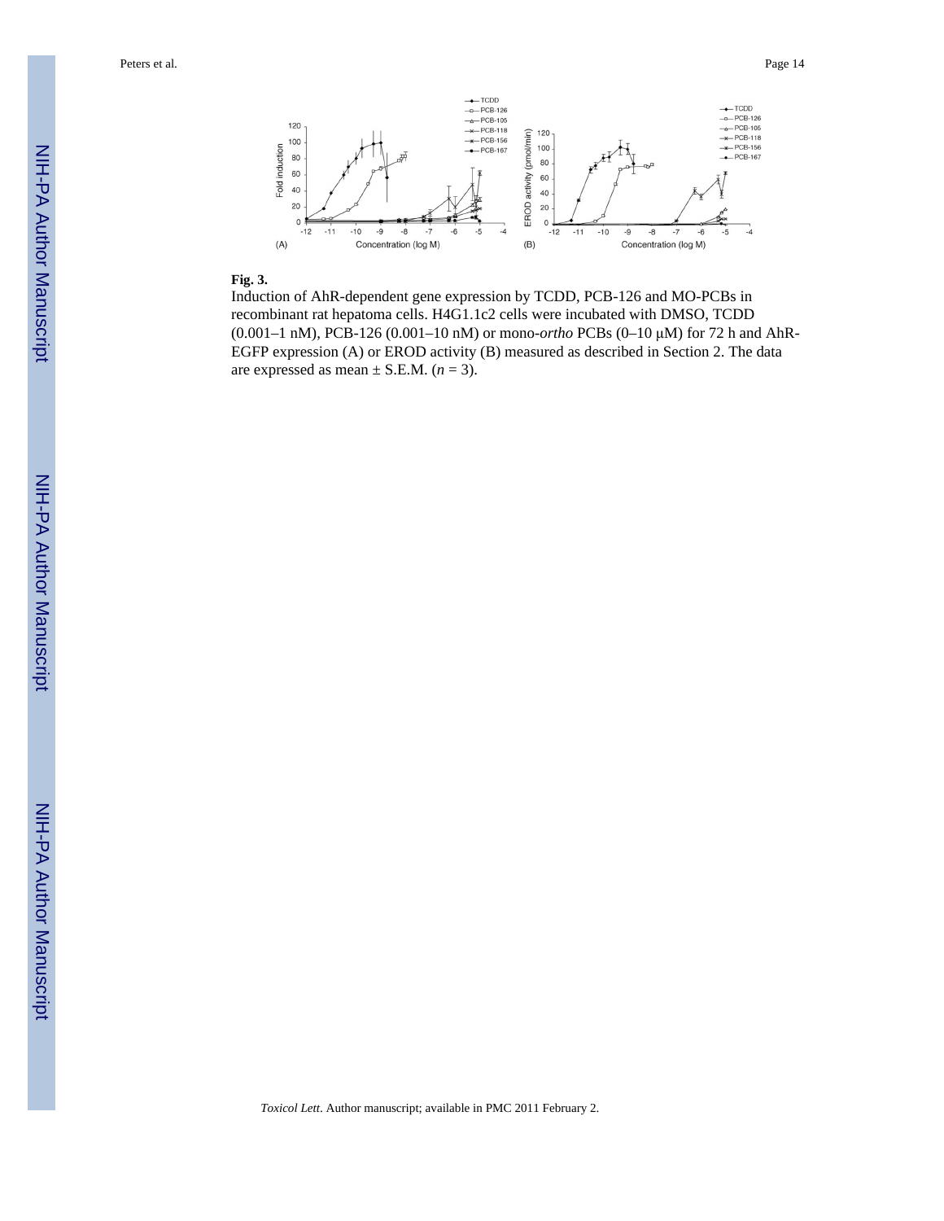**Fig. 3.**

Induction of AhR-dependent gene expression by TCDD, PCB-126 and MO-PCBs in recombinant rat hepatoma cells. H4G1.1c2 cells were incubated with DMSO, TCDD (0.001–1 nM), PCB-126 (0.001–10 nM) or mono-*ortho* PCBs (0–10 μM) for 72 h and AhR-EGFP expression (A) or EROD activity (B) measured as described in Section 2. The data are expressed as mean ± S.E.M. ($n = 3$).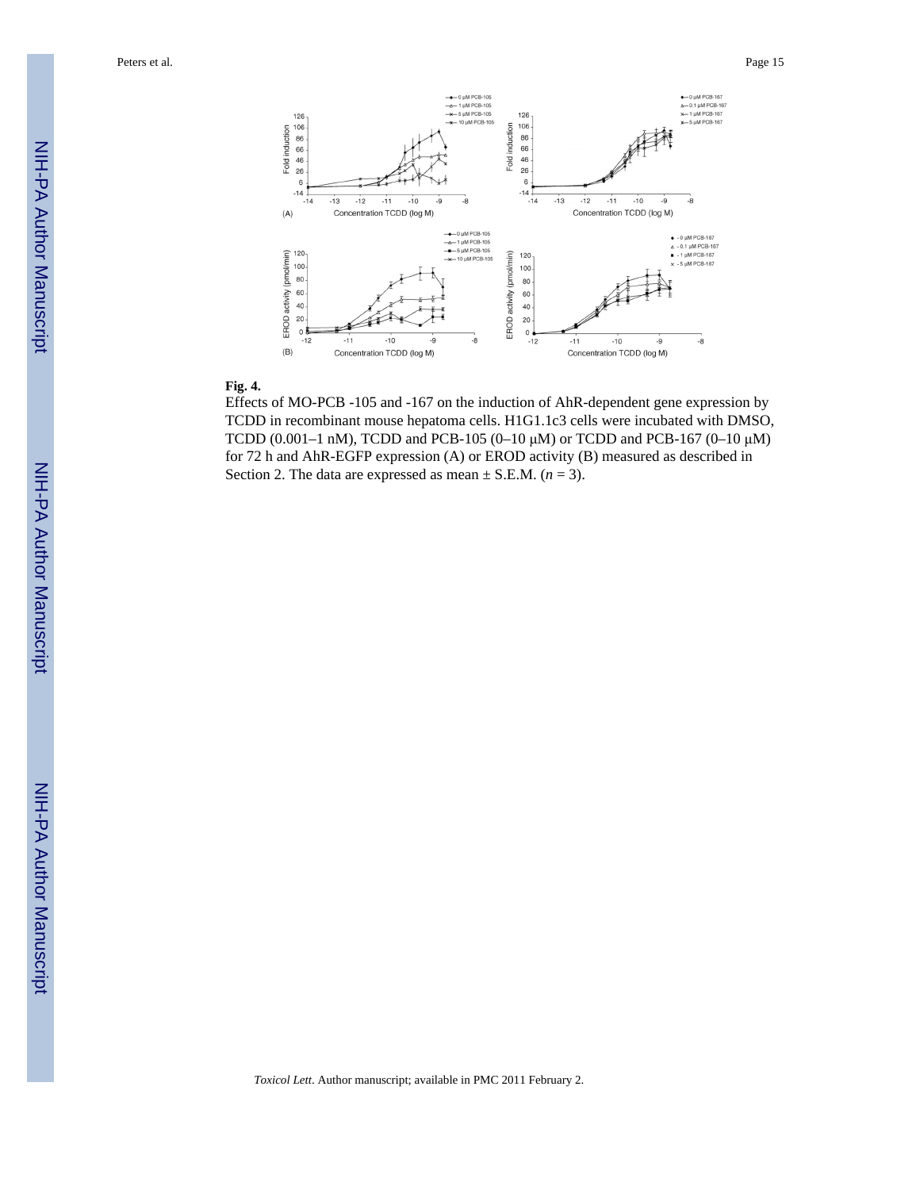**Fig. 4.**

Effects of MO-PCB -105 and -167 on the induction of AhR-dependent gene expression by TCDD in recombinant mouse hepatoma cells. H1G1.1c3 cells were incubated with DMSO, TCDD (0.001–1 nM), TCDD and PCB-105 (0–10 μM) or TCDD and PCB-167 (0–10 μM) for 72 h and AhR-EGFP expression (A) or EROD activity (B) measured as described in Section 2. The data are expressed as mean ± S.E.M. ($n = 3$).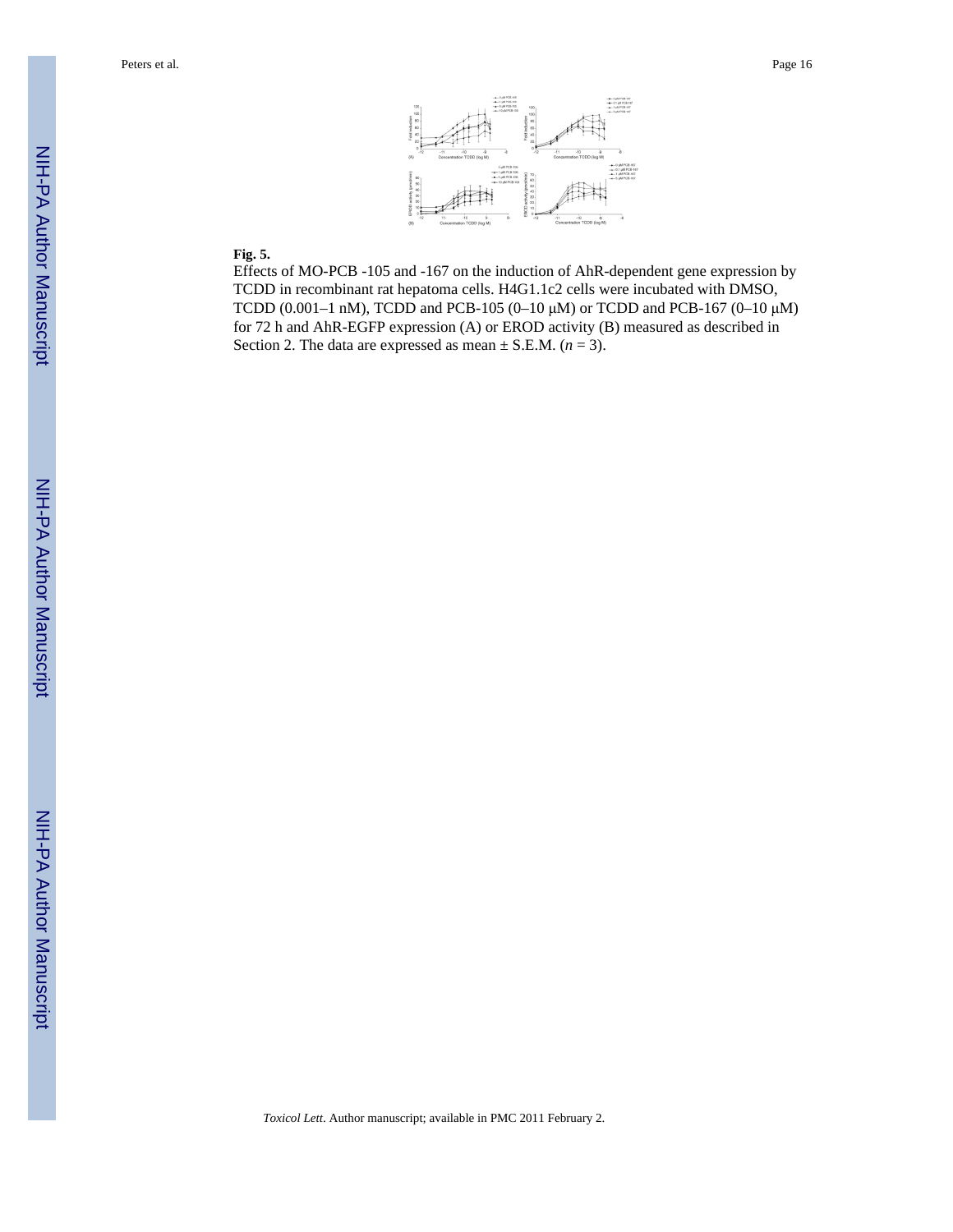**Fig. 5.**

Effects of MO-PCB -105 and -167 on the induction of AhR-dependent gene expression by TCDD in recombinant rat hepatoma cells. H4G1.1c2 cells were incubated with DMSO, TCDD (0.001–1 nM), TCDD and PCB-105 (0–10 μM) or TCDD and PCB-167 (0–10 μM) for 72 h and AhR-EGFP expression (A) or EROD activity (B) measured as described in Section 2. The data are expressed as mean ± S.E.M. ($n = 3$).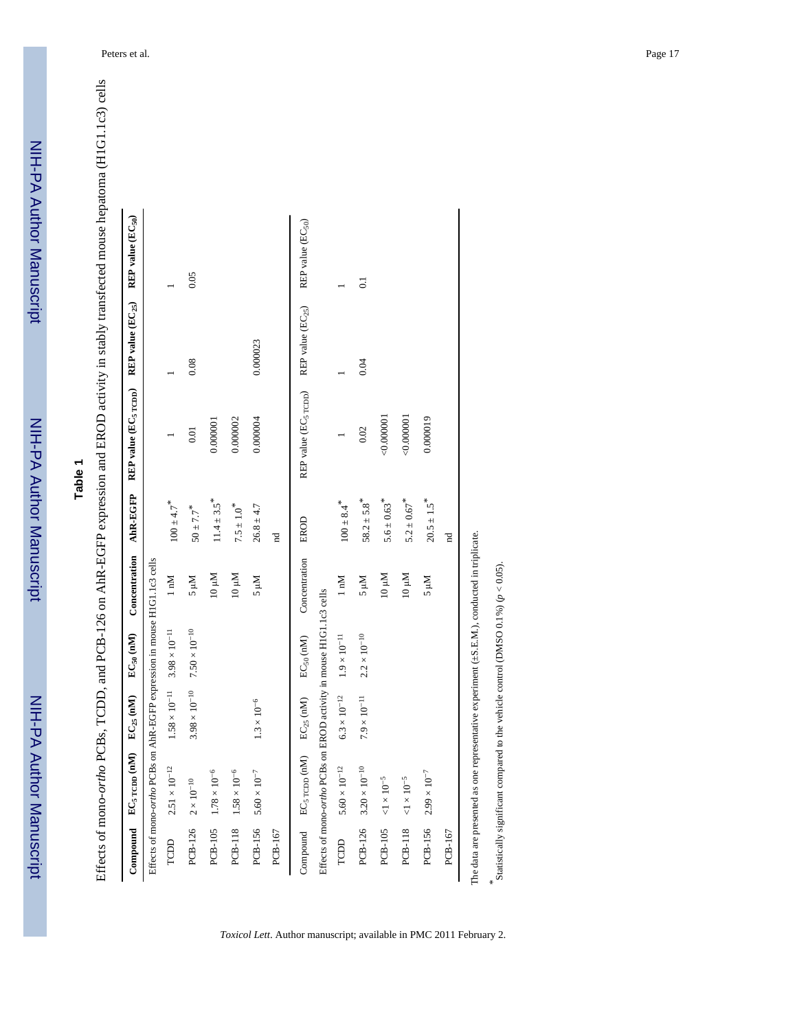## Table 1

Effects of mono-*ortho* PCBs, TCDD, and PCB-126 on AhR-EGFP expression and EROD activity in stably transfected mouse hepatoma (H1G1.1c3) cells

| Compound | $EC_{5\ TCDD}$ (nM) | $EC_{25}$ (nM) | $EC_{50}$ (nM) | Concentration | AhR-EGFP | REP value ($EC_{5\ TCDD}$) | REP value ($EC_{25}$) | REP value ($EC_{50}$) |
|---|---|---|---|---|---|---|---|---|
| Effects of mono-*ortho* PCBs on AhR-EGFP expression in mouse H1G1.1c3 cells | | | | | | | | |
| TCDD | $2.51 \times 10^{-12}$ | $1.58 \times 10^{-11}$ | $3.98 \times 10^{-11}$ | 1 nM | $100 \pm 4.7^{*}$ | 1 | 1 | 1 |
| PCB-126 | $2 \times 10^{-10}$ | $3.98 \times 10^{-10}$ | $7.50 \times 10^{-10}$ | 5 μM | $50 \pm 7.7^{*}$ | 0.01 | 0.08 | 0.05 |
| PCB-105 | $1.78 \times 10^{-6}$ | | | 10 μM | $11.4 \pm 3.5^{*}$ | 0.000001 | | |
| PCB-118 | $1.58 \times 10^{-6}$ | | | 10 μM | $7.5 \pm 1.0^{*}$ | 0.000002 | | |
| PCB-156 | $5.60 \times 10^{-7}$ | $1.3 \times 10^{-6}$ | | 5 μM | $26.8 \pm 4.7$ | 0.000004 | 0.000023 | |
| PCB-167 | | | | | nd | | | |
| Compound | $EC_{5\ TCDD}$ (nM) | $EC_{25}$ (nM) | $EC_{50}$ (nM) | Concentration | EROD | REP value ($EC_{5\ TCDD}$) | REP value ($EC_{25}$) | REP value ($EC_{50}$) |
| Effects of mono-*ortho* PCBs on EROD activity in mouse H1G1.1c3 cells | | | | | | | | |
| TCDD | $5.60 \times 10^{-12}$ | $6.3 \times 10^{-12}$ | $1.9 \times 10^{-11}$ | 1 nM | $100 \pm 8.4^{*}$ | 1 | 1 | 1 |
| PCB-126 | $3.20 \times 10^{-10}$ | $7.9 \times 10^{-11}$ | $2.2 \times 10^{-10}$ | 5 μM | $58.2 \pm 5.8^{*}$ | 0.02 | 0.04 | 0.1 |
| PCB-105 | $<1 \times 10^{-5}$ | | | 10 μM | $5.6 \pm 0.63^{*}$ | <0.000001 | | |
| PCB-118 | $<1 \times 10^{-5}$ | | | 10 μM | $5.2 \pm 0.67^{*}$ | <0.000001 | | |
| PCB-156 | $2.99 \times 10^{-7}$ | | | 5 μM | $20.5 \pm 1.5^{*}$ | 0.000019 | | |
| PCB-167 | | | | | nd | | | |

The data are presented as one representative experiment (±S.E.M.), conducted in triplicate.

\* Statistically significant compared to the vehicle control (DMSO 0.1%) ($p < 0.05$).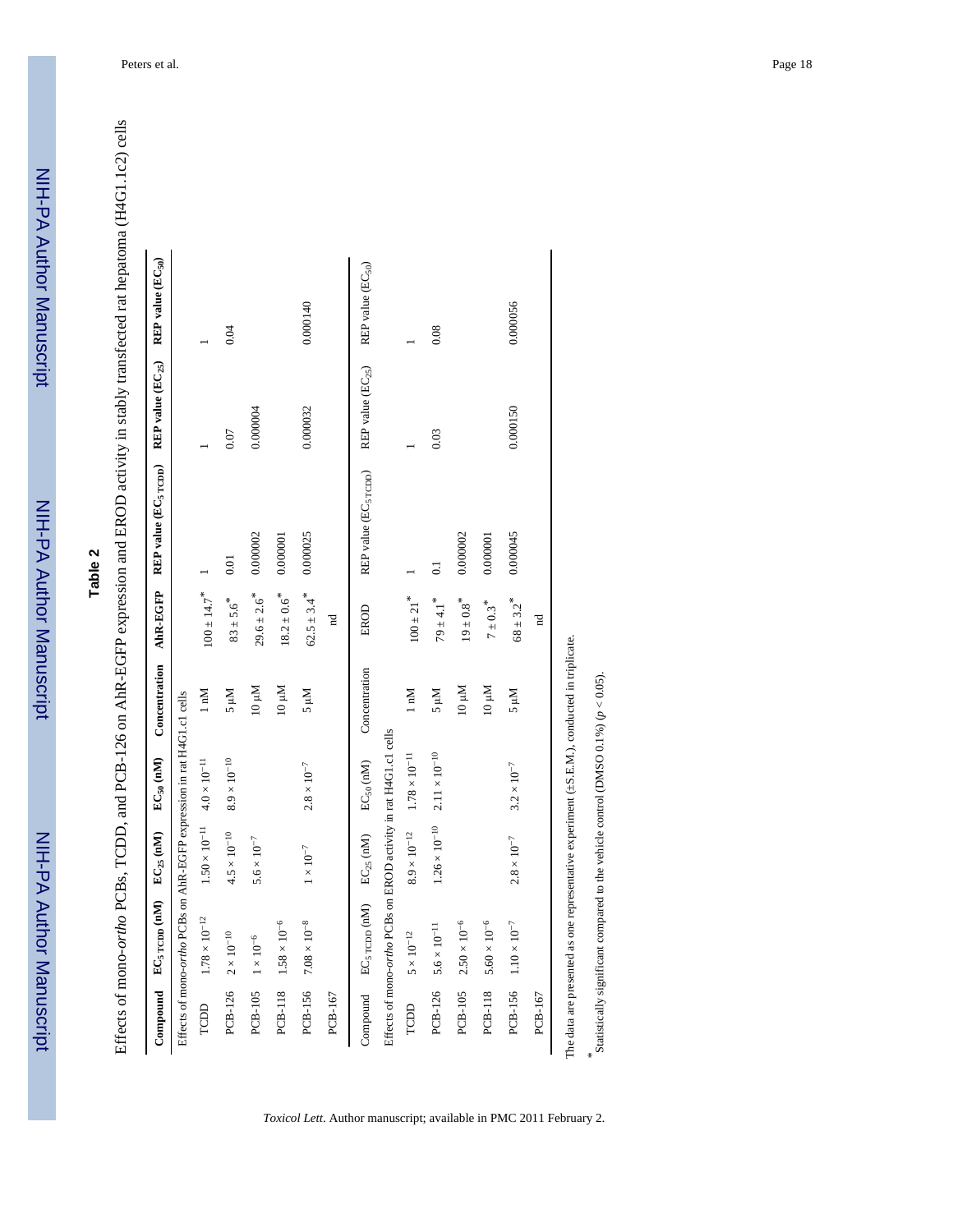## Table 2

Effects of mono-*ortho* PCBs, TCDD, and PCB-126 on AhR-EGFP expression and EROD activity in stably transfected rat hepatoma (H4G1.1c2) cells

| Compound | $EC_{5\ TCDD}$ (nM) | $EC_{25}$ (nM) | $EC_{50}$ (nM) | Concentration | AhR-EGFP | REP value ($EC_{5\ TCDD}$) | REP value ($EC_{25}$) | REP value ($EC_{50}$) |
|---|---|---|---|---|---|---|---|---|
| Effects of mono-*ortho* PCBs on AhR-EGFP expression in rat H4G1.c1 cells | | | | | | | | |
| TCDD | $1.78 \times 10^{-12}$ | $1.50 \times 10^{-11}$ | $4.0 \times 10^{-11}$ | 1 nM | $100 \pm 14.7^{*}$ | 1 | 1 | 1 |
| PCB-126 | $2 \times 10^{-10}$ | $4.5 \times 10^{-10}$ | $8.9 \times 10^{-10}$ | 5 µM | $83 \pm 5.6^{*}$ | 0.01 | 0.07 | 0.04 |
| PCB-105 | $1 \times 10^{-6}$ | $5.6 \times 10^{-7}$ | | 10 µM | $29.6 \pm 2.6^{*}$ | 0.000002 | 0.000004 | |
| PCB-118 | $1.58 \times 10^{-6}$ | | | 10 µM | $18.2 \pm 0.6^{*}$ | 0.000001 | | |
| PCB-156 | $7.08 \times 10^{-8}$ | $1 \times 10^{-7}$ | $2.8 \times 10^{-7}$ | 5 µM | $62.5 \pm 3.4^{*}$ | 0.000025 | 0.000032 | 0.000140 |
| PCB-167 | | | | | nd | | | |
| Compound | $EC_{5\ TCDD}$ (nM) | $EC_{25}$ (nM) | $EC_{50}$ (nM) | Concentration | EROD | REP value ($EC_{5\ TCDD}$) | REP value ($EC_{25}$) | REP value ($EC_{50}$) |
| Effects of mono-*ortho* PCBs on EROD activity in rat H4G1.c1 cells | | | | | | | | |
| TCDD | $5 \times 10^{-12}$ | $8.9 \times 10^{-12}$ | $1.78 \times 10^{-11}$ | 1 nM | $100 \pm 21^{*}$ | 1 | 1 | 1 |
| PCB-126 | $5.6 \times 10^{-11}$ | $1.26 \times 10^{-10}$ | $2.11 \times 10^{-10}$ | 5 µM | $79 \pm 4.1^{*}$ | 0.1 | 0.03 | 0.08 |
| PCB-105 | $2.50 \times 10^{-6}$ | | | 10 µM | $19 \pm 0.8^{*}$ | 0.000002 | | |
| PCB-118 | $5.60 \times 10^{-6}$ | | | 10 µM | $7 \pm 0.3^{*}$ | 0.000001 | | |
| PCB-156 | $1.10 \times 10^{-7}$ | $2.8 \times 10^{-7}$ | $3.2 \times 10^{-7}$ | 5 µM | $68 \pm 3.2^{*}$ | 0.000045 | 0.000150 | 0.000056 |
| PCB-167 | | | | | nd | | | |

The data are presented as one representative experiment (±S.E.M.), conducted in triplicate.

\* Statistically significant compared to the vehicle control (DMSO 0.1%) ($p < 0.05$).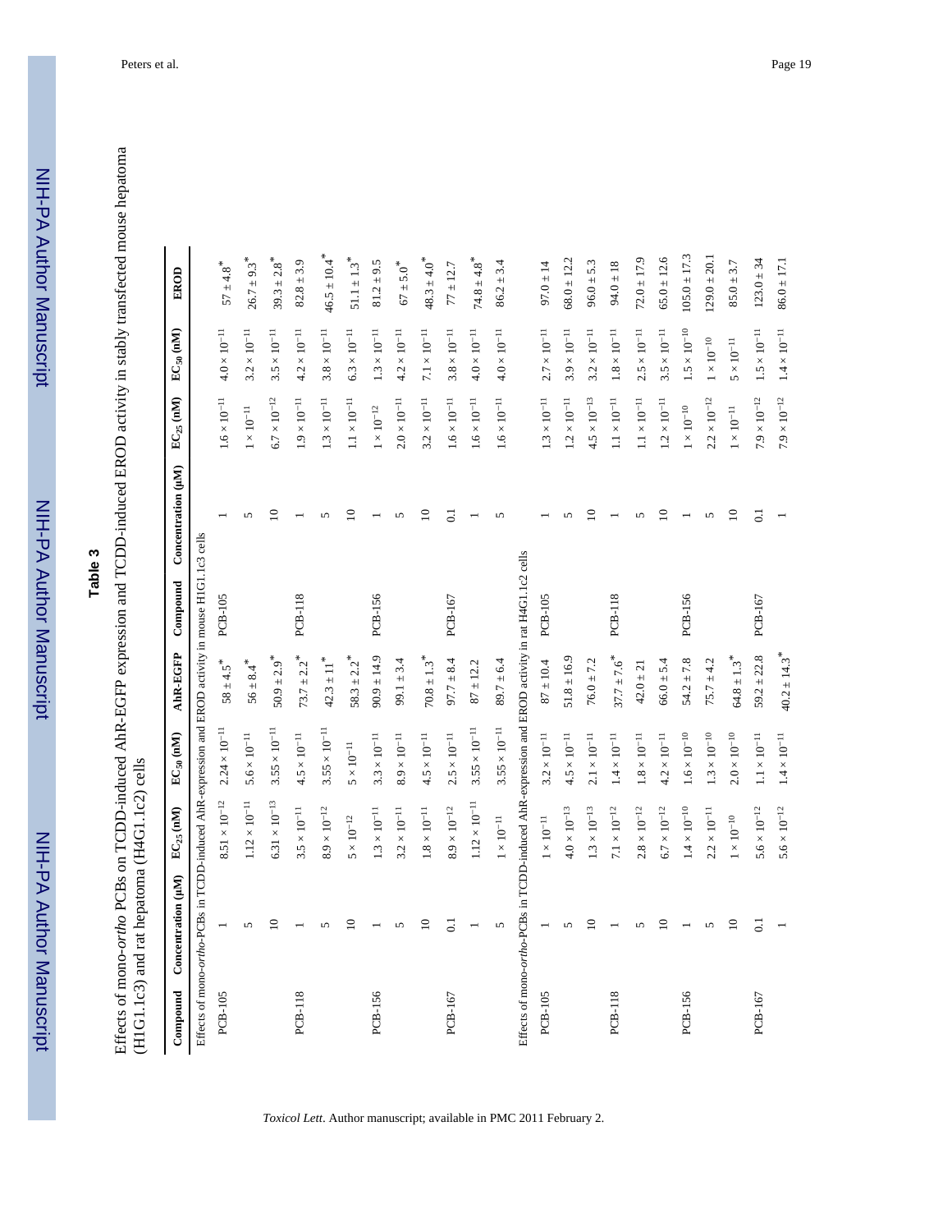# Table 3

Effects of mono-*ortho* PCBs on TCDD-induced AhR-EGFP expression and TCDD-induced EROD activity in stably transfected mouse hepatoma (H1G1.1c3) and rat hepatoma (H4G1.1c2) cells

| Compound | Concentration (μM) | $EC_{25}$ (nM) | $EC_{50}$ (nM) | AhR-EGFP | Compound | Concentration (μM) | $EC_{25}$ (nM) | $EC_{50}$ (nM) | EROD |
|---|---|---|---|---|---|---|---|---|---|
| Effects of mono-*ortho*-PCBs in TCDD-induced AhR-expression and EROD activity in mouse H1G1.1c3 cells | | | | | | | | | |
| PCB-105 | 1 | $8.51 \times 10^{-12}$ | $2.24 \times 10^{-11}$ | $58 \pm 4.5^{*}$ | PCB-105 | 1 | $1.6 \times 10^{-11}$ | $4.0 \times 10^{-11}$ | $57 \pm 4.8^{*}$ |
| | 5 | $1.12 \times 10^{-11}$ | $5.6 \times 10^{-11}$ | $56 \pm 8.4^{*}$ | | 5 | $1 \times 10^{-11}$ | $3.2 \times 10^{-11}$ | $26.7 \pm 9.3^{*}$ |
| | 10 | $6.31 \times 10^{-13}$ | $3.55 \times 10^{-11}$ | $50.9 \pm 2.9^{*}$ | | 10 | $6.7 \times 10^{-12}$ | $3.5 \times 10^{-11}$ | $39.3 \pm 2.8^{*}$ |
| PCB-118 | 1 | $3.5 \times 10^{-11}$ | $4.5 \times 10^{-11}$ | $73.7 \pm 2.2^{*}$ | PCB-118 | 1 | $1.9 \times 10^{-11}$ | $4.2 \times 10^{-11}$ | $82.8 \pm 3.9$ |
| | 5 | $8.9 \times 10^{-12}$ | $3.55 \times 10^{-11}$ | $42.3 \pm 11^{*}$ | | 5 | $1.3 \times 10^{-11}$ | $3.8 \times 10^{-11}$ | $46.5 \pm 10.4^{*}$ |
| | 10 | $5 \times 10^{-12}$ | $5 \times 10^{-11}$ | $58.3 \pm 2.2^{*}$ | | 10 | $1.1 \times 10^{-11}$ | $6.3 \times 10^{-11}$ | $51.1 \pm 1.3^{*}$ |
| PCB-156 | 1 | $1.3 \times 10^{-11}$ | $3.3 \times 10^{-11}$ | $90.9 \pm 14.9$ | PCB-156 | 1 | $1 \times 10^{-12}$ | $1.3 \times 10^{-11}$ | $81.2 \pm 9.5$ |
| | 5 | $3.2 \times 10^{-11}$ | $8.9 \times 10^{-11}$ | $99.1 \pm 3.4$ | | 5 | $2.0 \times 10^{-11}$ | $4.2 \times 10^{-11}$ | $67 \pm 5.0^{*}$ |
| | 10 | $1.8 \times 10^{-11}$ | $4.5 \times 10^{-11}$ | $70.8 \pm 1.3^{*}$ | | 10 | $3.2 \times 10^{-11}$ | $7.1 \times 10^{-11}$ | $48.3 \pm 4.0^{*}$ |
| PCB-167 | 0.1 | $8.9 \times 10^{-12}$ | $2.5 \times 10^{-11}$ | $97.7 \pm 8.4$ | PCB-167 | 0.1 | $1.6 \times 10^{-11}$ | $3.8 \times 10^{-11}$ | $77 \pm 12.7$ |
| | 1 | $1.12 \times 10^{-11}$ | $3.55 \times 10^{-11}$ | $87 \pm 12.2$ | | 1 | $1.6 \times 10^{-11}$ | $4.0 \times 10^{-11}$ | $74.8 \pm 4.8^{*}$ |
| | 5 | $1 \times 10^{-11}$ | $3.55 \times 10^{-11}$ | $89.7 \pm 6.4$ | | 5 | $1.6 \times 10^{-11}$ | $4.0 \times 10^{-11}$ | $86.2 \pm 3.4$ |
| Effects of mono-*ortho*-PCBs in TCDD-induced AhR-expression and EROD activity in rat H4G1.1c2 cells | | | | | | | | | |
| PCB-105 | 1 | $1 \times 10^{-11}$ | $3.2 \times 10^{-11}$ | $87 \pm 10.4$ | PCB-105 | 1 | $1.3 \times 10^{-11}$ | $2.7 \times 10^{-11}$ | $97.0 \pm 14$ |
| | 5 | $4.0 \times 10^{-13}$ | $4.5 \times 10^{-11}$ | $51.8 \pm 16.9$ | | 5 | $1.2 \times 10^{-11}$ | $3.9 \times 10^{-11}$ | $68.0 \pm 12.2$ |
| | 10 | $1.3 \times 10^{-13}$ | $2.1 \times 10^{-11}$ | $76.0 \pm 7.2$ | | 10 | $4.5 \times 10^{-13}$ | $3.2 \times 10^{-11}$ | $96.0 \pm 5.3$ |
| PCB-118 | 1 | $7.1 \times 10^{-12}$ | $1.4 \times 10^{-11}$ | $37.7 \pm 7.6^{*}$ | PCB-118 | 1 | $1.1 \times 10^{-11}$ | $1.8 \times 10^{-11}$ | $94.0 \pm 18$ |
| | 5 | $2.8 \times 10^{-12}$ | $1.8 \times 10^{-11}$ | $42.0 \pm 21$ | | 5 | $1.1 \times 10^{-11}$ | $2.5 \times 10^{-11}$ | $72.0 \pm 17.9$ |
| | 10 | $6.7 \times 10^{-12}$ | $4.2 \times 10^{-11}$ | $66.0 \pm 5.4$ | | 10 | $1.2 \times 10^{-11}$ | $3.5 \times 10^{-11}$ | $65.0 \pm 12.6$ |
| PCB-156 | 1 | $1.4 \times 10^{-10}$ | $1.6 \times 10^{-10}$ | $54.2 \pm 7.8$ | PCB-156 | 1 | $1 \times 10^{-10}$ | $1.5 \times 10^{-10}$ | $105.0 \pm 17.3$ |
| | 5 | $2.2 \times 10^{-11}$ | $1.3 \times 10^{-10}$ | $75.7 \pm 4.2$ | | 5 | $2.2 \times 10^{-12}$ | $1 \times 10^{-10}$ | $129.0 \pm 20.1$ |
| | 10 | $1 \times 10^{-10}$ | $2.0 \times 10^{-10}$ | $64.8 \pm 1.3^{*}$ | | 10 | $1 \times 10^{-11}$ | $5 \times 10^{-11}$ | $85.0 \pm 3.7$ |
| PCB-167 | 0.1 | $5.6 \times 10^{-12}$ | $1.1 \times 10^{-11}$ | $59.2 \pm 22.8$ | PCB-167 | 0.1 | $7.9 \times 10^{-12}$ | $1.5 \times 10^{-11}$ | $123.0 \pm 34$ |
| | 1 | $5.6 \times 10^{-12}$ | $1.4 \times 10^{-11}$ | $40.2 \pm 14.3^{*}$ | | 1 | $7.9 \times 10^{-12}$ | $1.4 \times 10^{-11}$ | $86.0 \pm 17.1$ |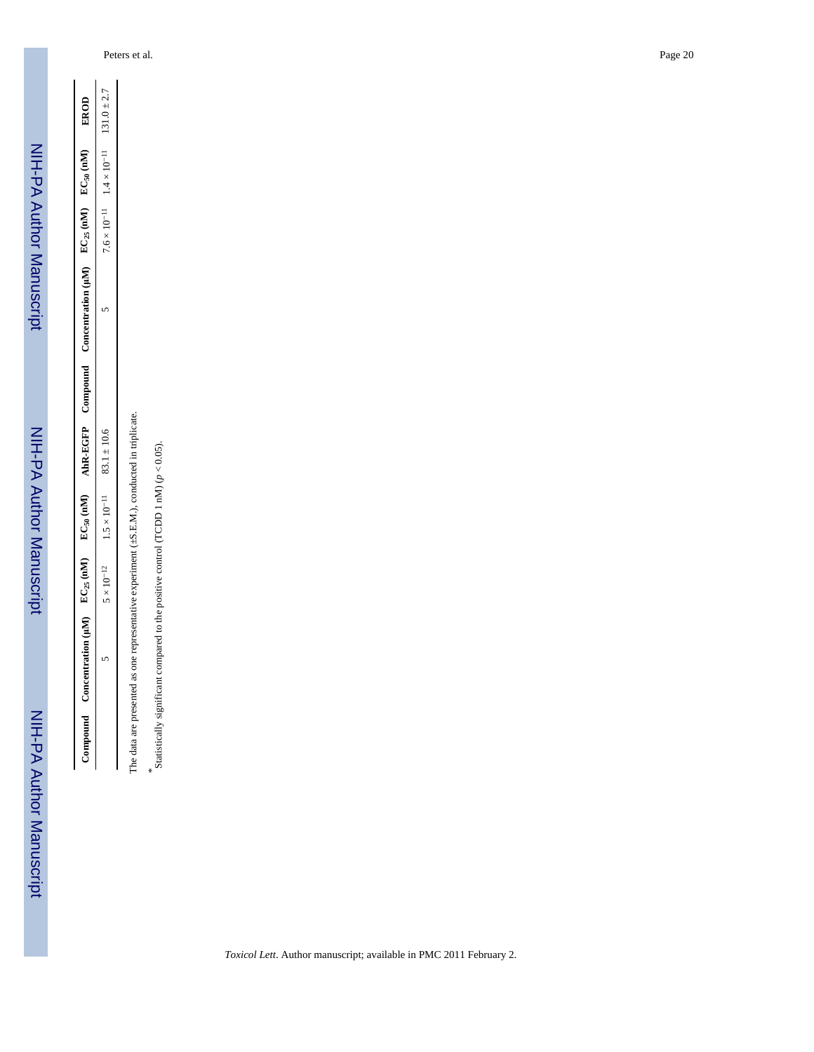| Compound | Concentration (μM) | $EC_{25}$ (nM) | $EC_{50}$ (nM) | AhR-EGFP | Compound | Concentration (μM) | $EC_{25}$ (nM) | $EC_{50}$ (nM) | EROD |
|---|---|---|---|---|---|---|---|---|---|
| | 5 | $5 \times 10^{-12}$ | $1.5 \times 10^{-11}$ | $83.1 \pm 10.6$ | | 5 | $7.6 \times 10^{-11}$ | $1.4 \times 10^{-11}$ | $131.0 \pm 2.7$ |

The data are presented as one representative experiment (±S.E.M.), conducted in triplicate.

*Statistically significant compared to the positive control (TCDD 1 nM) ($p < 0.05$).